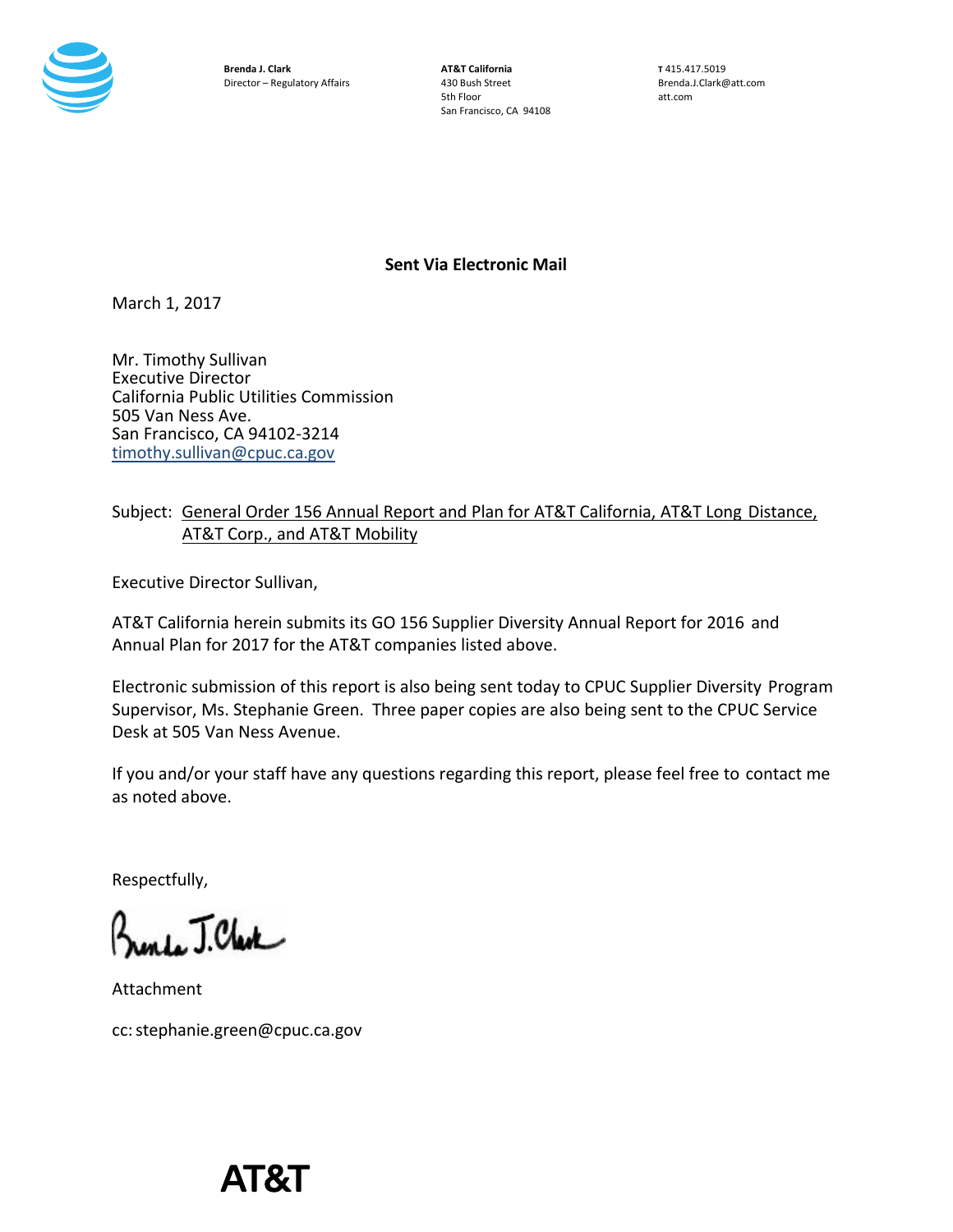**Brenda J. Clark**
Director – Regulatory Affairs

**AT&T California**
430 Bush Street
5th Floor
San Francisco, CA 94108

T 415.417.5019
Brenda.J.Clark@att.com
att.com

**Sent Via Electronic Mail**

March 1, 2017

Mr. Timothy Sullivan
Executive Director
California Public Utilities Commission
505 Van Ness Ave.
San Francisco, CA 94102-3214
timothy.sullivan@cpuc.ca.gov

Subject: General Order 156 Annual Report and Plan for AT&T California, AT&T Long Distance, AT&T Corp., and AT&T Mobility

Executive Director Sullivan,

AT&T California herein submits its GO 156 Supplier Diversity Annual Report for 2016 and Annual Plan for 2017 for the AT&T companies listed above.

Electronic submission of this report is also being sent today to CPUC Supplier Diversity Program Supervisor, Ms. Stephanie Green. Three paper copies are also being sent to the CPUC Service Desk at 505 Van Ness Avenue.

If you and/or your staff have any questions regarding this report, please feel free to contact me as noted above.

Respectfully,

Brenda J. Clark

Attachment

cc: stephanie.green@cpuc.ca.gov

AT&T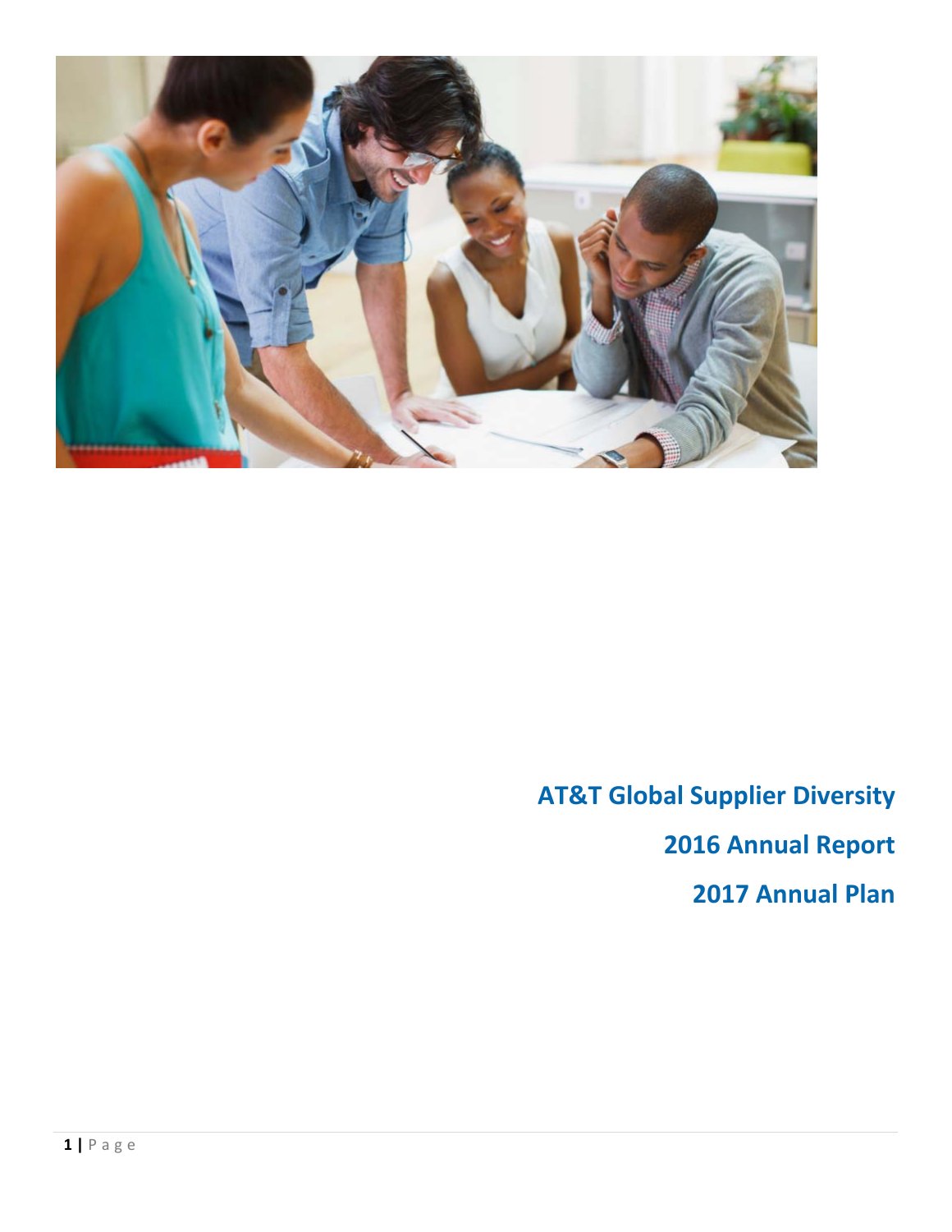# AT&T Global Supplier Diversity

# 2016 Annual Report

# 2017 Annual Plan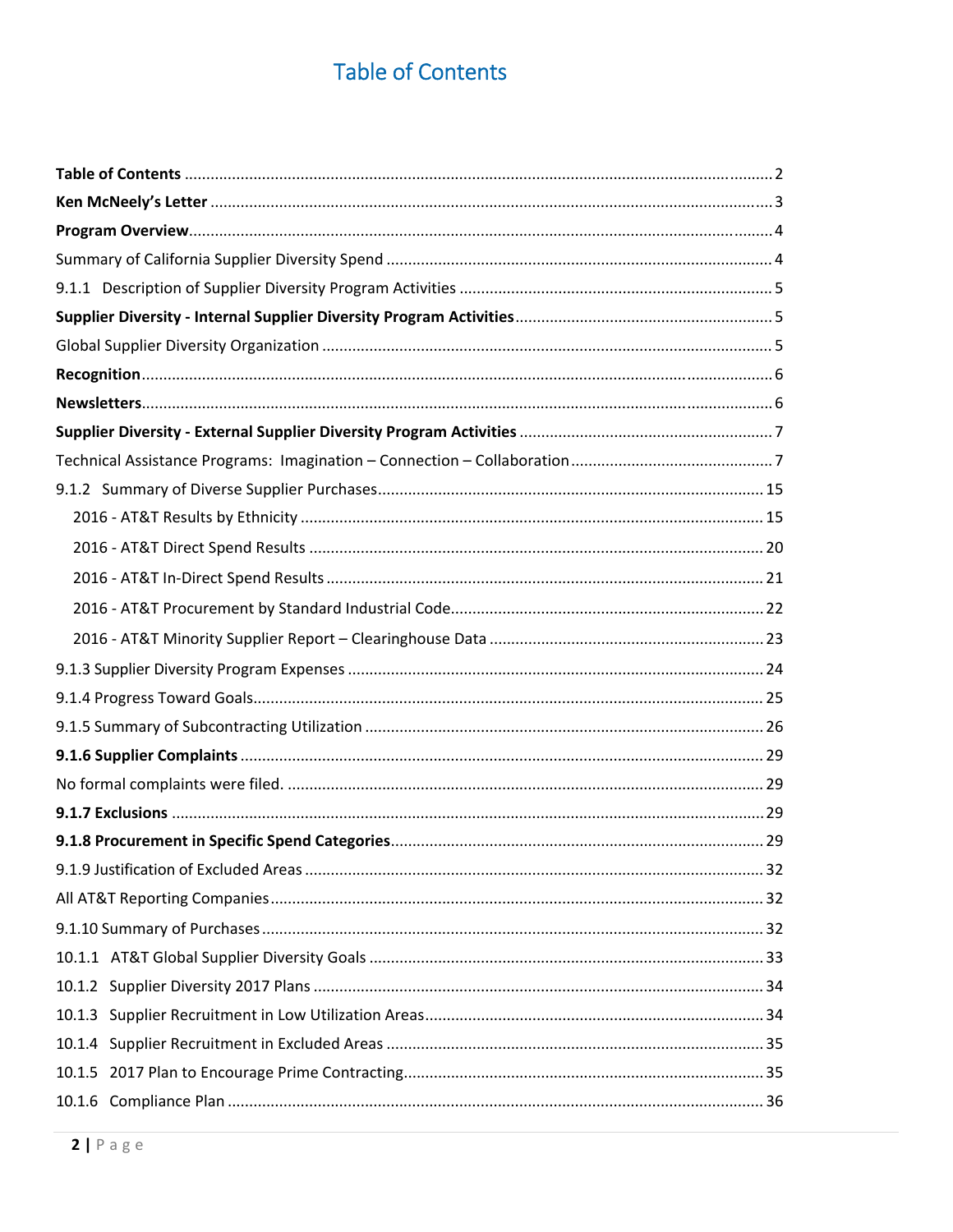# Table of Contents

**Table of Contents** ........................................ 2
**Ken McNeely's Letter** ........................................ 3
**Program Overview** ........................................ 4
Summary of California Supplier Diversity Spend ........................................ 4
9.1.1 Description of Supplier Diversity Program Activities ........................................ 5
**Supplier Diversity - Internal Supplier Diversity Program Activities** ........................................ 5
Global Supplier Diversity Organization ........................................ 5
**Recognition** ........................................ 6
**Newsletters** ........................................ 6
**Supplier Diversity - External Supplier Diversity Program Activities** ........................................ 7
Technical Assistance Programs: Imagination – Connection – Collaboration ........................................ 7
9.1.2 Summary of Diverse Supplier Purchases ........................................ 15
- 2016 - AT&T Results by Ethnicity ........................................ 15
- 2016 - AT&T Direct Spend Results ........................................ 20
- 2016 - AT&T In-Direct Spend Results ........................................ 21
- 2016 - AT&T Procurement by Standard Industrial Code ........................................ 22
- 2016 - AT&T Minority Supplier Report – Clearinghouse Data ........................................ 23

9.1.3 Supplier Diversity Program Expenses ........................................ 24
9.1.4 Progress Toward Goals ........................................ 25
9.1.5 Summary of Subcontracting Utilization ........................................ 26
**9.1.6 Supplier Complaints** ........................................ 29
No formal complaints were filed. ........................................ 29
**9.1.7 Exclusions** ........................................ 29
**9.1.8 Procurement in Specific Spend Categories** ........................................ 29
9.1.9 Justification of Excluded Areas ........................................ 32
All AT&T Reporting Companies ........................................ 32
9.1.10 Summary of Purchases ........................................ 32
10.1.1 AT&T Global Supplier Diversity Goals ........................................ 33
10.1.2 Supplier Diversity 2017 Plans ........................................ 34
10.1.3 Supplier Recruitment in Low Utilization Areas ........................................ 34
10.1.4 Supplier Recruitment in Excluded Areas ........................................ 35
10.1.5 2017 Plan to Encourage Prime Contracting ........................................ 35
10.1.6 Compliance Plan ........................................ 36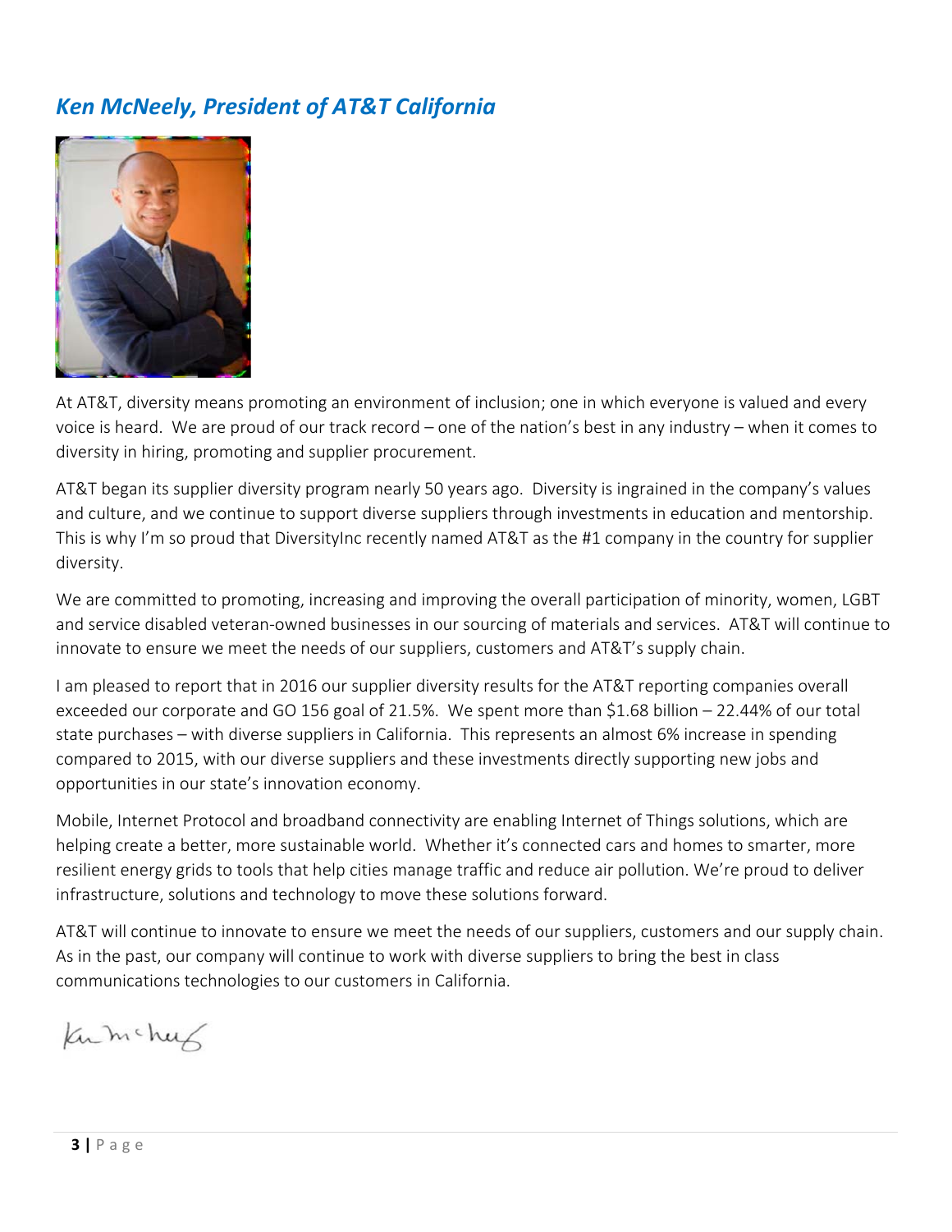## *Ken McNeely, President of AT&T California*

At AT&T, diversity means promoting an environment of inclusion; one in which everyone is valued and every voice is heard. We are proud of our track record – one of the nation's best in any industry – when it comes to diversity in hiring, promoting and supplier procurement.

AT&T began its supplier diversity program nearly 50 years ago. Diversity is ingrained in the company's values and culture, and we continue to support diverse suppliers through investments in education and mentorship. This is why I'm so proud that DiversityInc recently named AT&T as the #1 company in the country for supplier diversity.

We are committed to promoting, increasing and improving the overall participation of minority, women, LGBT and service disabled veteran-owned businesses in our sourcing of materials and services. AT&T will continue to innovate to ensure we meet the needs of our suppliers, customers and AT&T's supply chain.

I am pleased to report that in 2016 our supplier diversity results for the AT&T reporting companies overall exceeded our corporate and GO 156 goal of 21.5%. We spent more than $1.68 billion – 22.44% of our total state purchases – with diverse suppliers in California. This represents an almost 6% increase in spending compared to 2015, with our diverse suppliers and these investments directly supporting new jobs and opportunities in our state's innovation economy.

Mobile, Internet Protocol and broadband connectivity are enabling Internet of Things solutions, which are helping create a better, more sustainable world. Whether it's connected cars and homes to smarter, more resilient energy grids to tools that help cities manage traffic and reduce air pollution. We're proud to deliver infrastructure, solutions and technology to move these solutions forward.

AT&T will continue to innovate to ensure we meet the needs of our suppliers, customers and our supply chain. As in the past, our company will continue to work with diverse suppliers to bring the best in class communications technologies to our customers in California.

Ken McNeely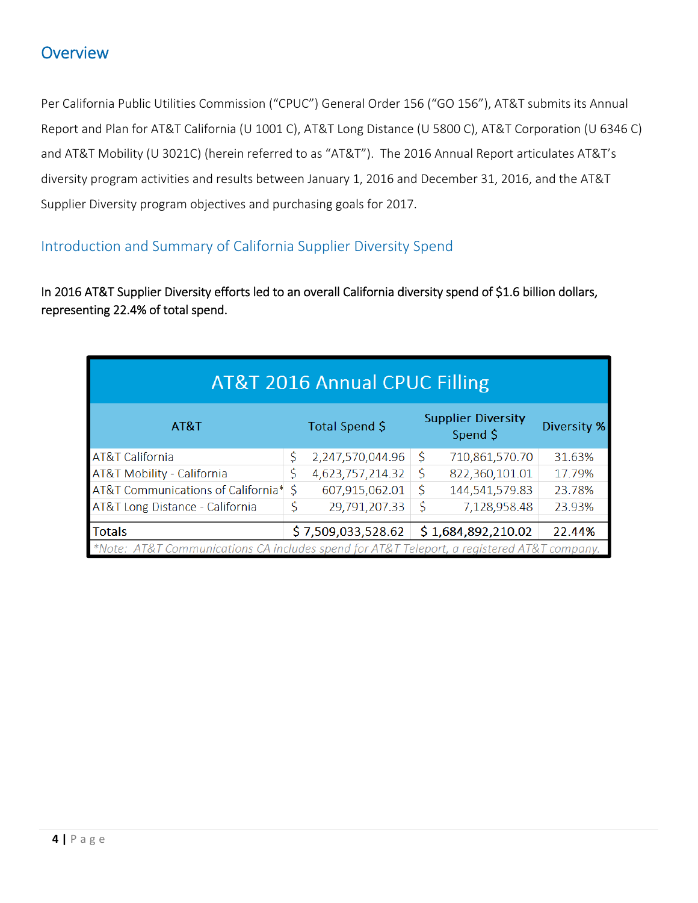## Overview

Per California Public Utilities Commission ("CPUC") General Order 156 ("GO 156"), AT&T submits its Annual Report and Plan for AT&T California (U 1001 C), AT&T Long Distance (U 5800 C), AT&T Corporation (U 6346 C) and AT&T Mobility (U 3021C) (herein referred to as "AT&T"). The 2016 Annual Report articulates AT&T's diversity program activities and results between January 1, 2016 and December 31, 2016, and the AT&T Supplier Diversity program objectives and purchasing goals for 2017.

### Introduction and Summary of California Supplier Diversity Spend

**In 2016 AT&T Supplier Diversity efforts led to an overall California diversity spend of $1.6 billion dollars, representing 22.4% of total spend.**

**AT&T 2016 Annual CPUC Filling**

| AT&T | Total Spend $ | Supplier Diversity Spend $ | Diversity % |
|---|---|---|---|
| AT&T California | $ 2,247,570,044.96 | $ 710,861,570.70 | 31.63% |
| AT&T Mobility - California | $ 4,623,757,214.32 | $ 822,360,101.01 | 17.79% |
| AT&T Communications of California* | $ 607,915,062.01 | $ 144,541,579.83 | 23.78% |
| AT&T Long Distance - California | $ 29,791,207.33 | $ 7,128,958.48 | 23.93% |
| **Totals** | **$ 7,509,033,528.62** | **$ 1,684,892,210.02** | **22.44%** |

*\*Note: AT&T Communications CA includes spend for AT&T Teleport, a registered AT&T company.*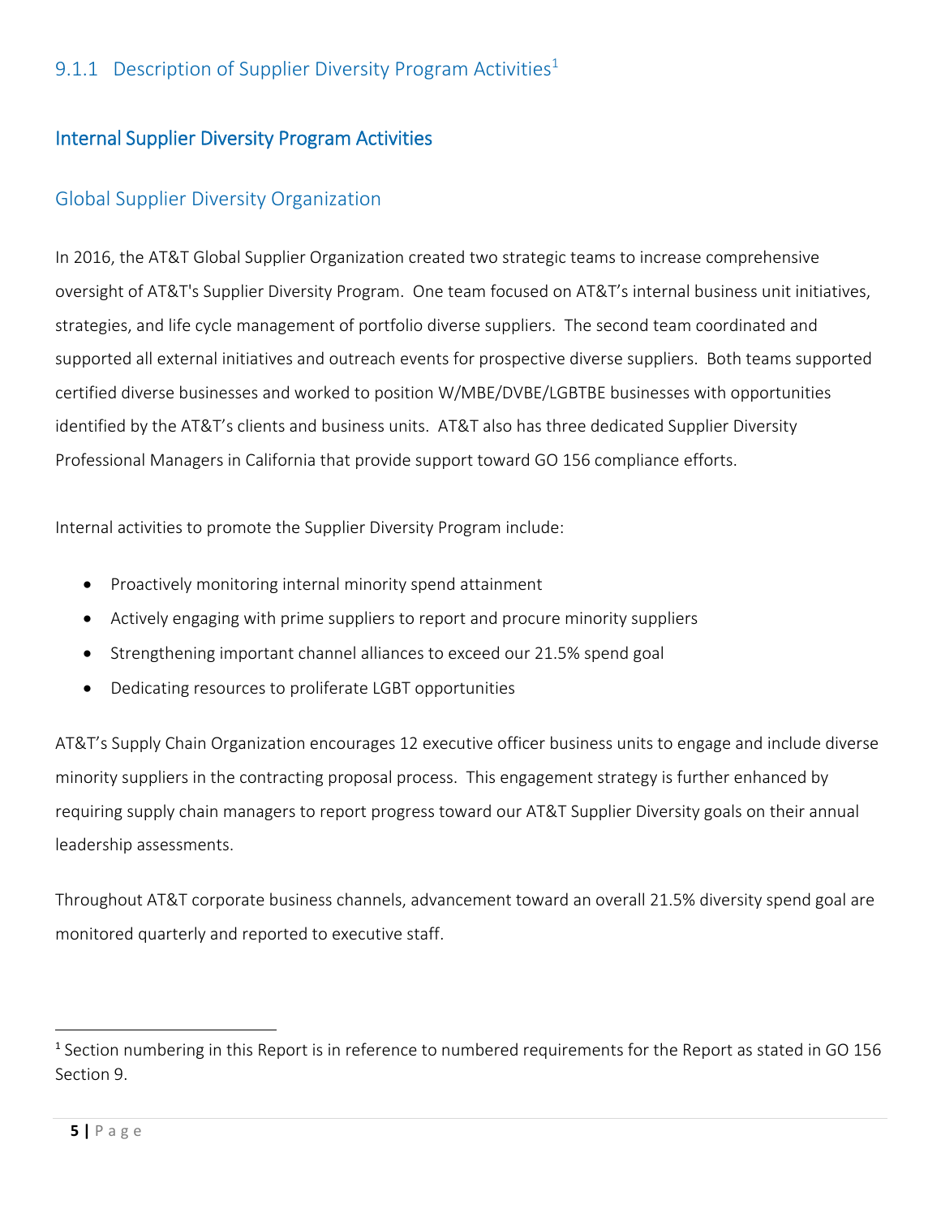### 9.1.1 Description of Supplier Diversity Program Activities[1]

## Internal Supplier Diversity Program Activities

### Global Supplier Diversity Organization

In 2016, the AT&T Global Supplier Organization created two strategic teams to increase comprehensive oversight of AT&T's Supplier Diversity Program. One team focused on AT&T's internal business unit initiatives, strategies, and life cycle management of portfolio diverse suppliers. The second team coordinated and supported all external initiatives and outreach events for prospective diverse suppliers. Both teams supported certified diverse businesses and worked to position W/MBE/DVBE/LGBTBE businesses with opportunities identified by the AT&T's clients and business units. AT&T also has three dedicated Supplier Diversity Professional Managers in California that provide support toward GO 156 compliance efforts.

Internal activities to promote the Supplier Diversity Program include:

- Proactively monitoring internal minority spend attainment
- Actively engaging with prime suppliers to report and procure minority suppliers
- Strengthening important channel alliances to exceed our 21.5% spend goal
- Dedicating resources to proliferate LGBT opportunities

AT&T's Supply Chain Organization encourages 12 executive officer business units to engage and include diverse minority suppliers in the contracting proposal process. This engagement strategy is further enhanced by requiring supply chain managers to report progress toward our AT&T Supplier Diversity goals on their annual leadership assessments.

Throughout AT&T corporate business channels, advancement toward an overall 21.5% diversity spend goal are monitored quarterly and reported to executive staff.

[1] Section numbering in this Report is in reference to numbered requirements for the Report as stated in GO 156 Section 9.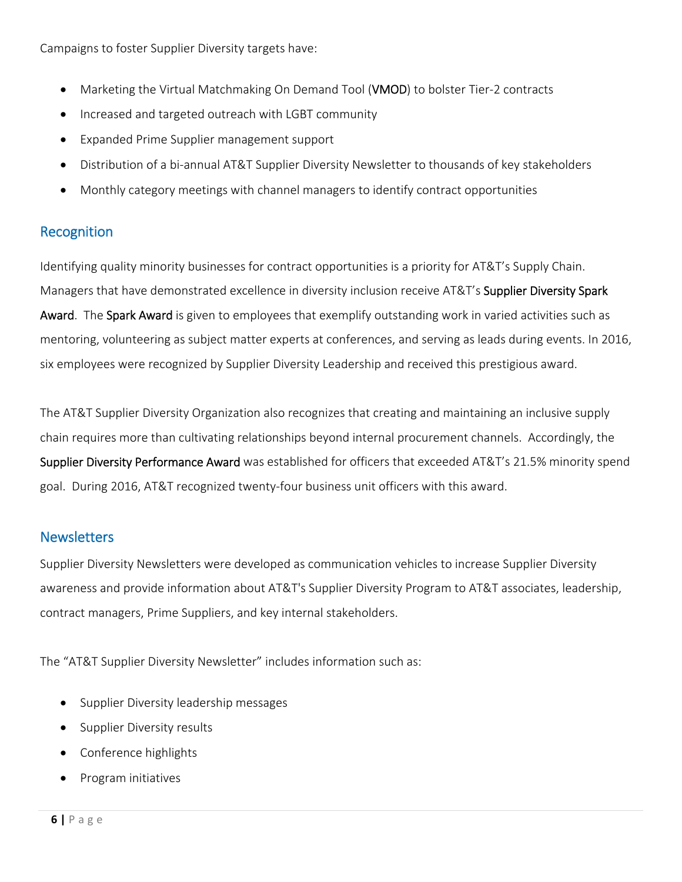Campaigns to foster Supplier Diversity targets have:

- Marketing the Virtual Matchmaking On Demand Tool (VMOD) to bolster Tier-2 contracts
- Increased and targeted outreach with LGBT community
- Expanded Prime Supplier management support
- Distribution of a bi-annual AT&T Supplier Diversity Newsletter to thousands of key stakeholders
- Monthly category meetings with channel managers to identify contract opportunities

## Recognition

Identifying quality minority businesses for contract opportunities is a priority for AT&T's Supply Chain. Managers that have demonstrated excellence in diversity inclusion receive AT&T's Supplier Diversity Spark Award. The Spark Award is given to employees that exemplify outstanding work in varied activities such as mentoring, volunteering as subject matter experts at conferences, and serving as leads during events. In 2016, six employees were recognized by Supplier Diversity Leadership and received this prestigious award.

The AT&T Supplier Diversity Organization also recognizes that creating and maintaining an inclusive supply chain requires more than cultivating relationships beyond internal procurement channels. Accordingly, the Supplier Diversity Performance Award was established for officers that exceeded AT&T's 21.5% minority spend goal. During 2016, AT&T recognized twenty-four business unit officers with this award.

## Newsletters

Supplier Diversity Newsletters were developed as communication vehicles to increase Supplier Diversity awareness and provide information about AT&T's Supplier Diversity Program to AT&T associates, leadership, contract managers, Prime Suppliers, and key internal stakeholders.

The "AT&T Supplier Diversity Newsletter" includes information such as:

- Supplier Diversity leadership messages
- Supplier Diversity results
- Conference highlights
- Program initiatives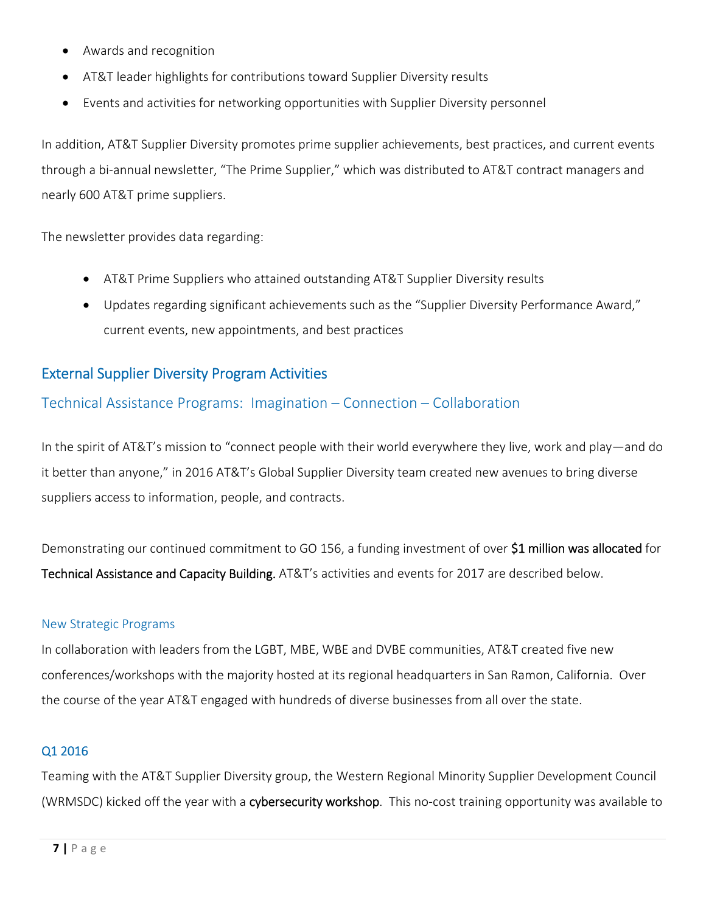- Awards and recognition
- AT&T leader highlights for contributions toward Supplier Diversity results
- Events and activities for networking opportunities with Supplier Diversity personnel

In addition, AT&T Supplier Diversity promotes prime supplier achievements, best practices, and current events through a bi-annual newsletter, "The Prime Supplier," which was distributed to AT&T contract managers and nearly 600 AT&T prime suppliers.

The newsletter provides data regarding:

- AT&T Prime Suppliers who attained outstanding AT&T Supplier Diversity results
- Updates regarding significant achievements such as the "Supplier Diversity Performance Award," current events, new appointments, and best practices

## External Supplier Diversity Program Activities

### Technical Assistance Programs: Imagination – Connection – Collaboration

In the spirit of AT&T's mission to "connect people with their world everywhere they live, work and play—and do it better than anyone," in 2016 AT&T's Global Supplier Diversity team created new avenues to bring diverse suppliers access to information, people, and contracts.

Demonstrating our continued commitment to GO 156, a funding investment of over **$1 million was allocated** for **Technical Assistance and Capacity Building.** AT&T's activities and events for 2017 are described below.

#### New Strategic Programs

In collaboration with leaders from the LGBT, MBE, WBE and DVBE communities, AT&T created five new conferences/workshops with the majority hosted at its regional headquarters in San Ramon, California. Over the course of the year AT&T engaged with hundreds of diverse businesses from all over the state.

#### Q1 2016

Teaming with the AT&T Supplier Diversity group, the Western Regional Minority Supplier Development Council (WRMSDC) kicked off the year with a **cybersecurity workshop**. This no-cost training opportunity was available to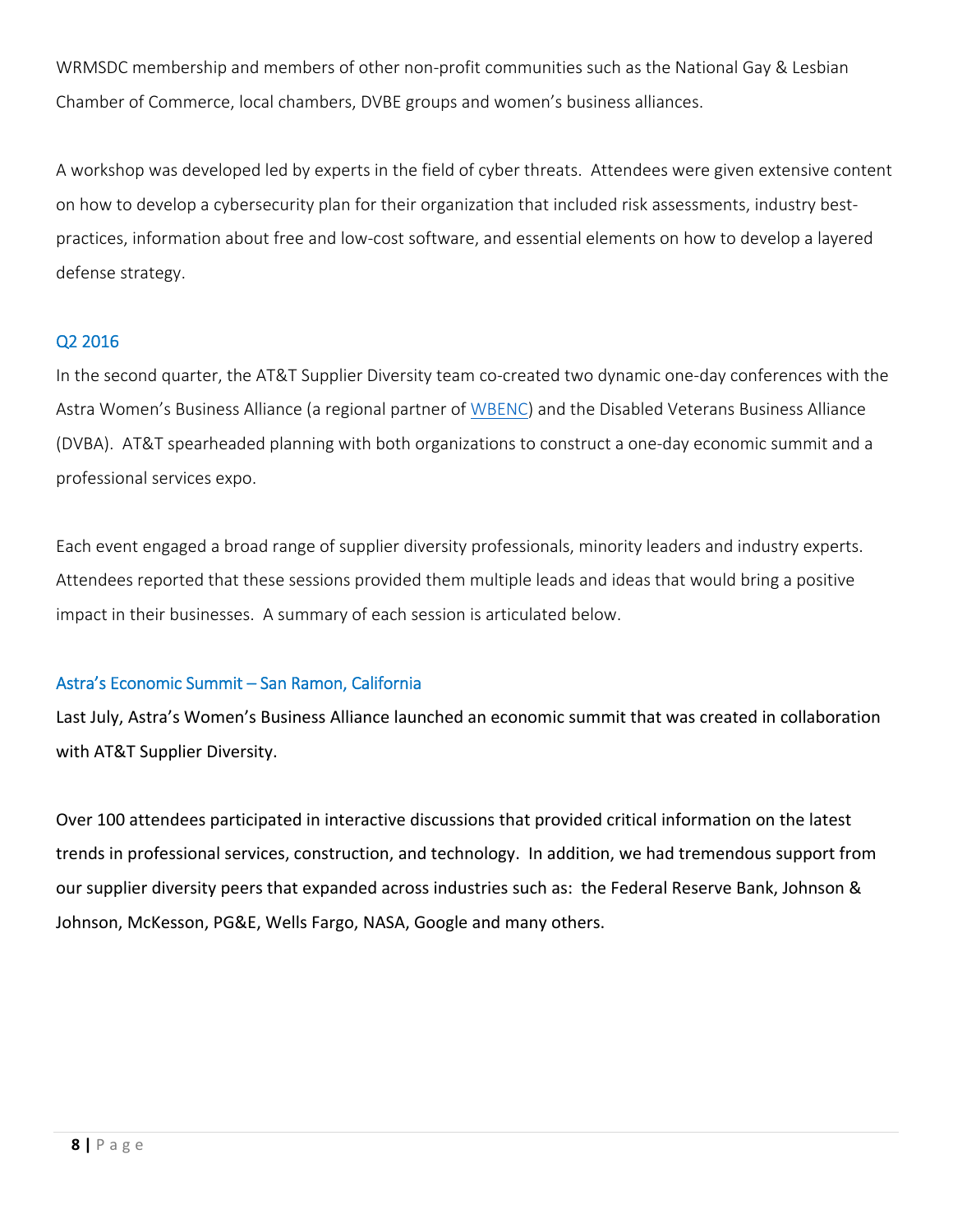WRMSDC membership and members of other non-profit communities such as the National Gay & Lesbian Chamber of Commerce, local chambers, DVBE groups and women's business alliances.

A workshop was developed led by experts in the field of cyber threats. Attendees were given extensive content on how to develop a cybersecurity plan for their organization that included risk assessments, industry best-practices, information about free and low-cost software, and essential elements on how to develop a layered defense strategy.

## Q2 2016

In the second quarter, the AT&T Supplier Diversity team co-created two dynamic one-day conferences with the Astra Women's Business Alliance (a regional partner of WBENC) and the Disabled Veterans Business Alliance (DVBA). AT&T spearheaded planning with both organizations to construct a one-day economic summit and a professional services expo.

Each event engaged a broad range of supplier diversity professionals, minority leaders and industry experts. Attendees reported that these sessions provided them multiple leads and ideas that would bring a positive impact in their businesses. A summary of each session is articulated below.

### Astra's Economic Summit – San Ramon, California

Last July, Astra's Women's Business Alliance launched an economic summit that was created in collaboration with AT&T Supplier Diversity.

Over 100 attendees participated in interactive discussions that provided critical information on the latest trends in professional services, construction, and technology. In addition, we had tremendous support from our supplier diversity peers that expanded across industries such as: the Federal Reserve Bank, Johnson & Johnson, McKesson, PG&E, Wells Fargo, NASA, Google and many others.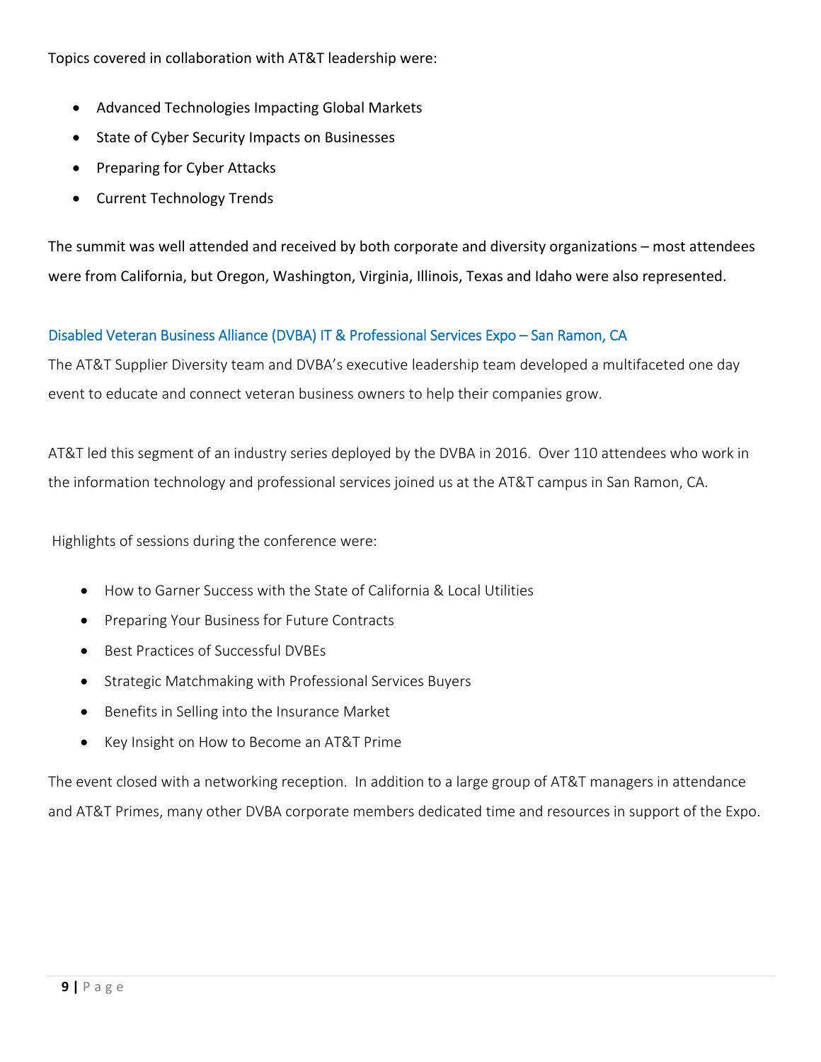Topics covered in collaboration with AT&T leadership were:

- Advanced Technologies Impacting Global Markets
- State of Cyber Security Impacts on Businesses
- Preparing for Cyber Attacks
- Current Technology Trends

The summit was well attended and received by both corporate and diversity organizations – most attendees were from California, but Oregon, Washington, Virginia, Illinois, Texas and Idaho were also represented.

### Disabled Veteran Business Alliance (DVBA) IT & Professional Services Expo – San Ramon, CA

The AT&T Supplier Diversity team and DVBA's executive leadership team developed a multifaceted one day event to educate and connect veteran business owners to help their companies grow.

AT&T led this segment of an industry series deployed by the DVBA in 2016. Over 110 attendees who work in the information technology and professional services joined us at the AT&T campus in San Ramon, CA.

Highlights of sessions during the conference were:

- How to Garner Success with the State of California & Local Utilities
- Preparing Your Business for Future Contracts
- Best Practices of Successful DVBEs
- Strategic Matchmaking with Professional Services Buyers
- Benefits in Selling into the Insurance Market
- Key Insight on How to Become an AT&T Prime

The event closed with a networking reception. In addition to a large group of AT&T managers in attendance and AT&T Primes, many other DVBA corporate members dedicated time and resources in support of the Expo.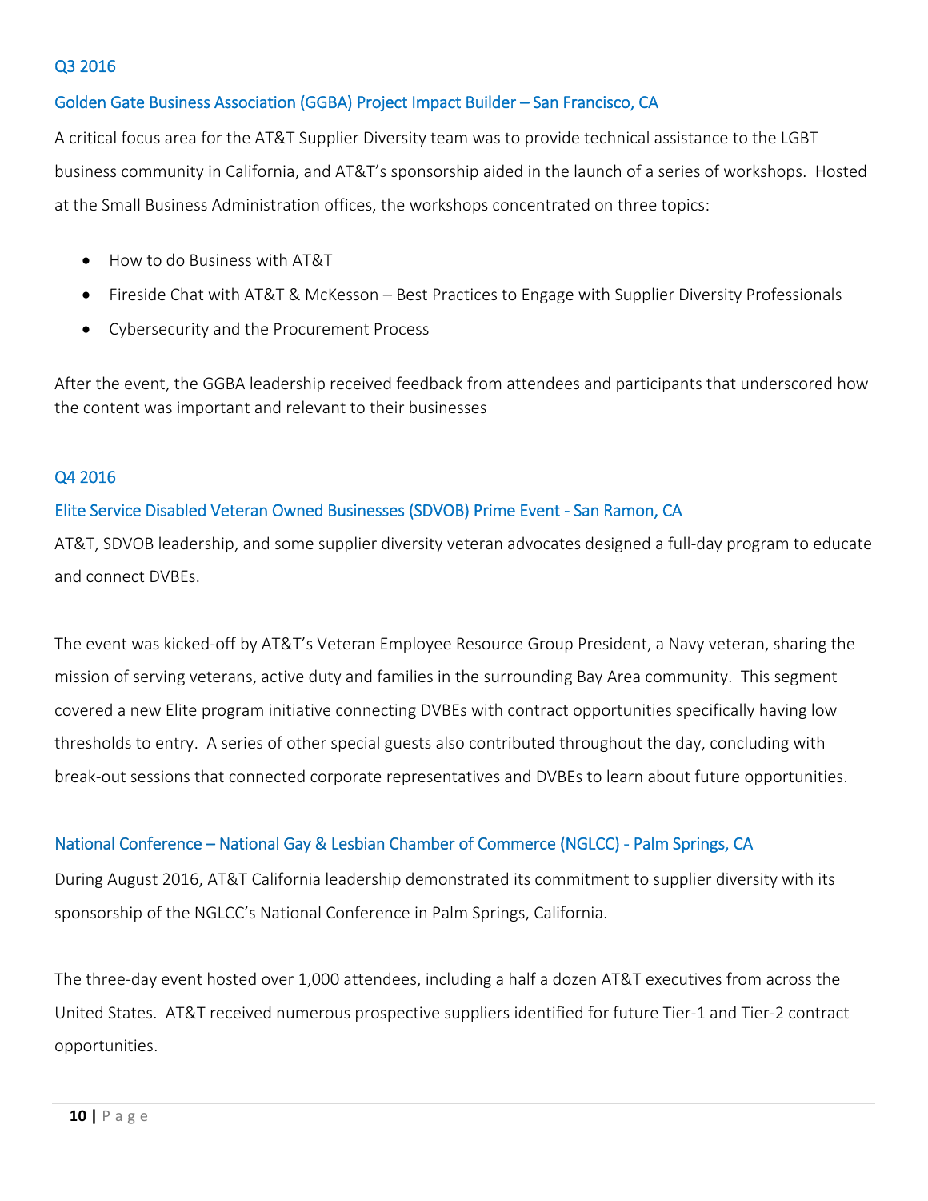## Q3 2016

### Golden Gate Business Association (GGBA) Project Impact Builder – San Francisco, CA

A critical focus area for the AT&T Supplier Diversity team was to provide technical assistance to the LGBT business community in California, and AT&T's sponsorship aided in the launch of a series of workshops. Hosted at the Small Business Administration offices, the workshops concentrated on three topics:

- How to do Business with AT&T
- Fireside Chat with AT&T & McKesson – Best Practices to Engage with Supplier Diversity Professionals
- Cybersecurity and the Procurement Process

After the event, the GGBA leadership received feedback from attendees and participants that underscored how the content was important and relevant to their businesses

## Q4 2016

### Elite Service Disabled Veteran Owned Businesses (SDVOB) Prime Event - San Ramon, CA

AT&T, SDVOB leadership, and some supplier diversity veteran advocates designed a full-day program to educate and connect DVBEs.

The event was kicked-off by AT&T's Veteran Employee Resource Group President, a Navy veteran, sharing the mission of serving veterans, active duty and families in the surrounding Bay Area community. This segment covered a new Elite program initiative connecting DVBEs with contract opportunities specifically having low thresholds to entry. A series of other special guests also contributed throughout the day, concluding with break-out sessions that connected corporate representatives and DVBEs to learn about future opportunities.

### National Conference – National Gay & Lesbian Chamber of Commerce (NGLCC) - Palm Springs, CA

During August 2016, AT&T California leadership demonstrated its commitment to supplier diversity with its sponsorship of the NGLCC's National Conference in Palm Springs, California.

The three-day event hosted over 1,000 attendees, including a half a dozen AT&T executives from across the United States. AT&T received numerous prospective suppliers identified for future Tier-1 and Tier-2 contract opportunities.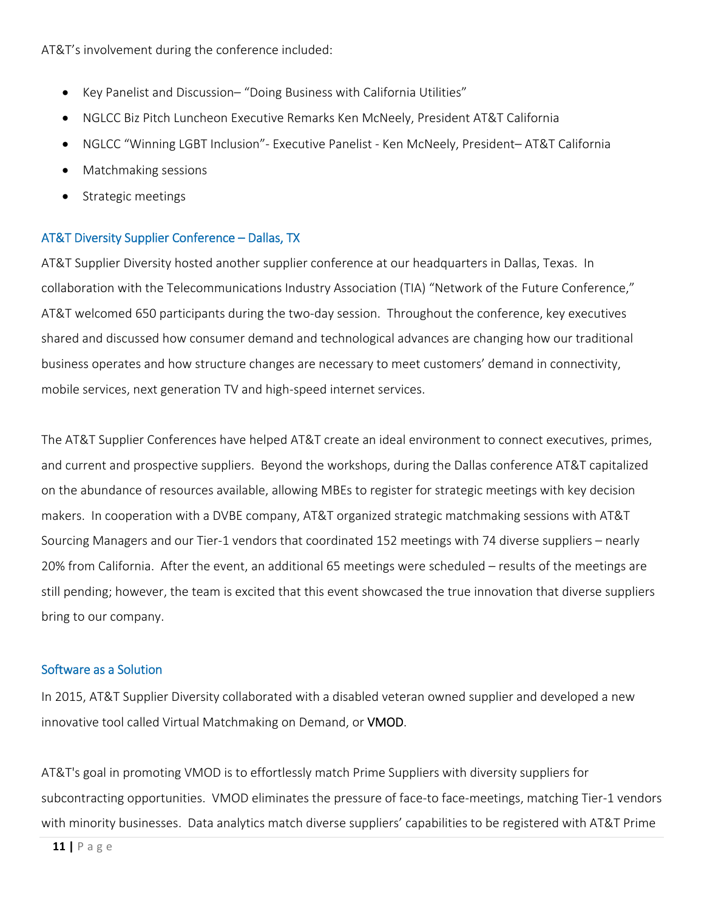AT&T's involvement during the conference included:

- Key Panelist and Discussion– "Doing Business with California Utilities"
- NGLCC Biz Pitch Luncheon Executive Remarks Ken McNeely, President AT&T California
- NGLCC "Winning LGBT Inclusion"- Executive Panelist - Ken McNeely, President– AT&T California
- Matchmaking sessions
- Strategic meetings

### AT&T Diversity Supplier Conference – Dallas, TX

AT&T Supplier Diversity hosted another supplier conference at our headquarters in Dallas, Texas. In collaboration with the Telecommunications Industry Association (TIA) "Network of the Future Conference," AT&T welcomed 650 participants during the two-day session. Throughout the conference, key executives shared and discussed how consumer demand and technological advances are changing how our traditional business operates and how structure changes are necessary to meet customers' demand in connectivity, mobile services, next generation TV and high-speed internet services.

The AT&T Supplier Conferences have helped AT&T create an ideal environment to connect executives, primes, and current and prospective suppliers. Beyond the workshops, during the Dallas conference AT&T capitalized on the abundance of resources available, allowing MBEs to register for strategic meetings with key decision makers. In cooperation with a DVBE company, AT&T organized strategic matchmaking sessions with AT&T Sourcing Managers and our Tier-1 vendors that coordinated 152 meetings with 74 diverse suppliers – nearly 20% from California. After the event, an additional 65 meetings were scheduled – results of the meetings are still pending; however, the team is excited that this event showcased the true innovation that diverse suppliers bring to our company.

### Software as a Solution

In 2015, AT&T Supplier Diversity collaborated with a disabled veteran owned supplier and developed a new innovative tool called Virtual Matchmaking on Demand, or VMOD.

AT&T's goal in promoting VMOD is to effortlessly match Prime Suppliers with diversity suppliers for subcontracting opportunities. VMOD eliminates the pressure of face-to face-meetings, matching Tier-1 vendors with minority businesses. Data analytics match diverse suppliers' capabilities to be registered with AT&T Prime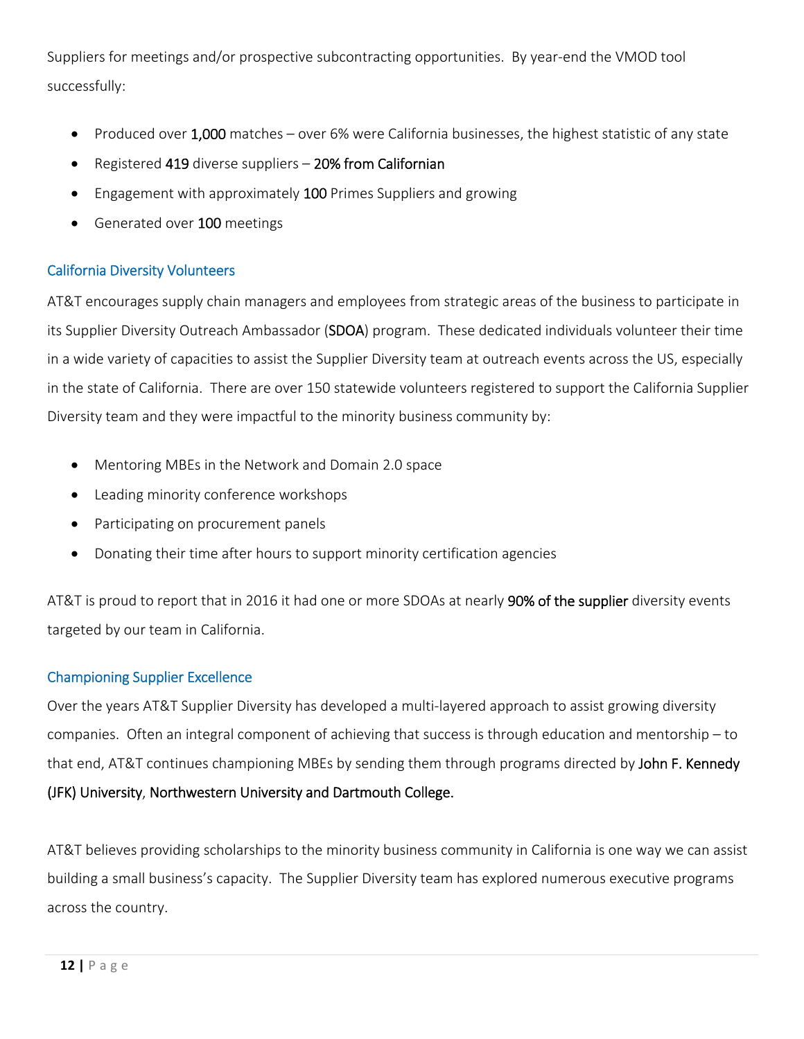Suppliers for meetings and/or prospective subcontracting opportunities. By year-end the VMOD tool successfully:

- Produced over 1,000 matches – over 6% were California businesses, the highest statistic of any state
- Registered 419 diverse suppliers – 20% from Californian
- Engagement with approximately 100 Primes Suppliers and growing
- Generated over 100 meetings

### California Diversity Volunteers

AT&T encourages supply chain managers and employees from strategic areas of the business to participate in its Supplier Diversity Outreach Ambassador (SDOA) program. These dedicated individuals volunteer their time in a wide variety of capacities to assist the Supplier Diversity team at outreach events across the US, especially in the state of California. There are over 150 statewide volunteers registered to support the California Supplier Diversity team and they were impactful to the minority business community by:

- Mentoring MBEs in the Network and Domain 2.0 space
- Leading minority conference workshops
- Participating on procurement panels
- Donating their time after hours to support minority certification agencies

AT&T is proud to report that in 2016 it had one or more SDOAs at nearly 90% of the supplier diversity events targeted by our team in California.

### Championing Supplier Excellence

Over the years AT&T Supplier Diversity has developed a multi-layered approach to assist growing diversity companies. Often an integral component of achieving that success is through education and mentorship – to that end, AT&T continues championing MBEs by sending them through programs directed by John F. Kennedy (JFK) University, Northwestern University and Dartmouth College.

AT&T believes providing scholarships to the minority business community in California is one way we can assist building a small business's capacity. The Supplier Diversity team has explored numerous executive programs across the country.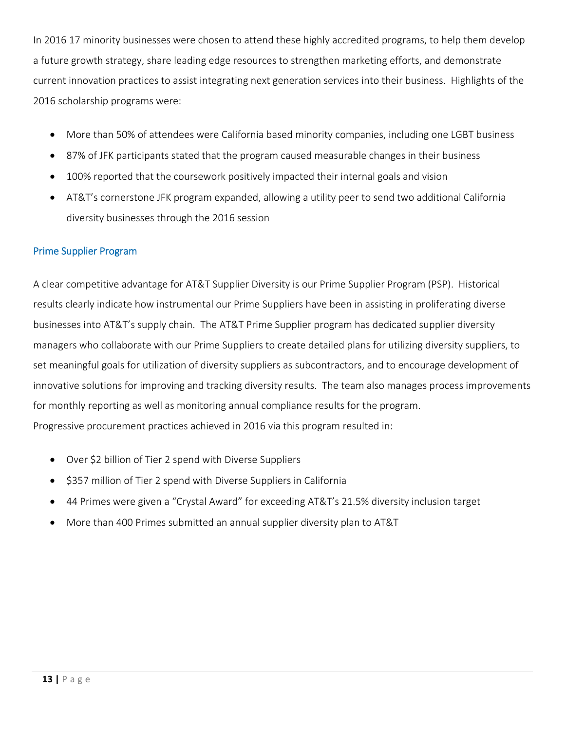In 2016 17 minority businesses were chosen to attend these highly accredited programs, to help them develop a future growth strategy, share leading edge resources to strengthen marketing efforts, and demonstrate current innovation practices to assist integrating next generation services into their business. Highlights of the 2016 scholarship programs were:

- More than 50% of attendees were California based minority companies, including one LGBT business
- 87% of JFK participants stated that the program caused measurable changes in their business
- 100% reported that the coursework positively impacted their internal goals and vision
- AT&T's cornerstone JFK program expanded, allowing a utility peer to send two additional California diversity businesses through the 2016 session

### Prime Supplier Program

A clear competitive advantage for AT&T Supplier Diversity is our Prime Supplier Program (PSP). Historical results clearly indicate how instrumental our Prime Suppliers have been in assisting in proliferating diverse businesses into AT&T's supply chain. The AT&T Prime Supplier program has dedicated supplier diversity managers who collaborate with our Prime Suppliers to create detailed plans for utilizing diversity suppliers, to set meaningful goals for utilization of diversity suppliers as subcontractors, and to encourage development of innovative solutions for improving and tracking diversity results. The team also manages process improvements for monthly reporting as well as monitoring annual compliance results for the program.
Progressive procurement practices achieved in 2016 via this program resulted in:

- Over $2 billion of Tier 2 spend with Diverse Suppliers
- $357 million of Tier 2 spend with Diverse Suppliers in California
- 44 Primes were given a "Crystal Award" for exceeding AT&T's 21.5% diversity inclusion target
- More than 400 Primes submitted an annual supplier diversity plan to AT&T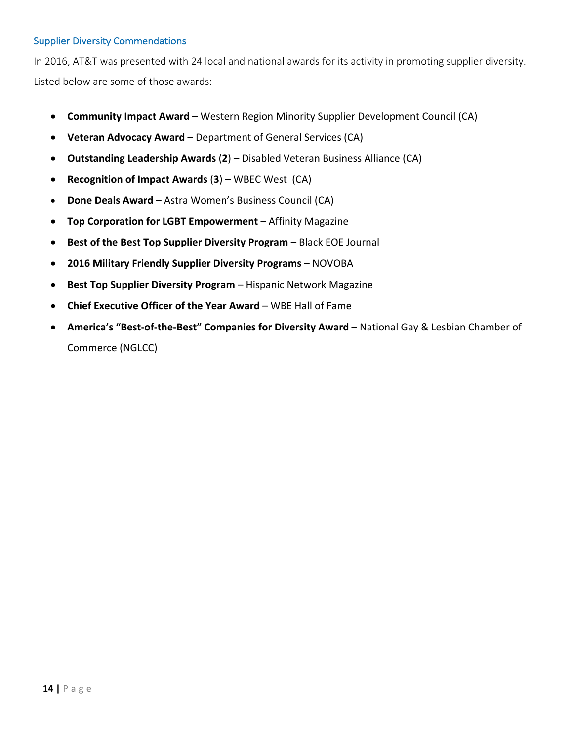## Supplier Diversity Commendations

In 2016, AT&T was presented with 24 local and national awards for its activity in promoting supplier diversity. Listed below are some of those awards:

- **Community Impact Award** – Western Region Minority Supplier Development Council (CA)
- **Veteran Advocacy Award** – Department of General Services (CA)
- **Outstanding Leadership Awards** (**2**) – Disabled Veteran Business Alliance (CA)
- **Recognition of Impact Awards** (**3**) – WBEC West (CA)
- **Done Deals Award** – Astra Women's Business Council (CA)
- **Top Corporation for LGBT Empowerment** – Affinity Magazine
- **Best of the Best Top Supplier Diversity Program** – Black EOE Journal
- **2016 Military Friendly Supplier Diversity Programs** – NOVOBA
- **Best Top Supplier Diversity Program** – Hispanic Network Magazine
- **Chief Executive Officer of the Year Award** – WBE Hall of Fame
- **America's "Best-of-the-Best" Companies for Diversity Award** – National Gay & Lesbian Chamber of Commerce (NGLCC)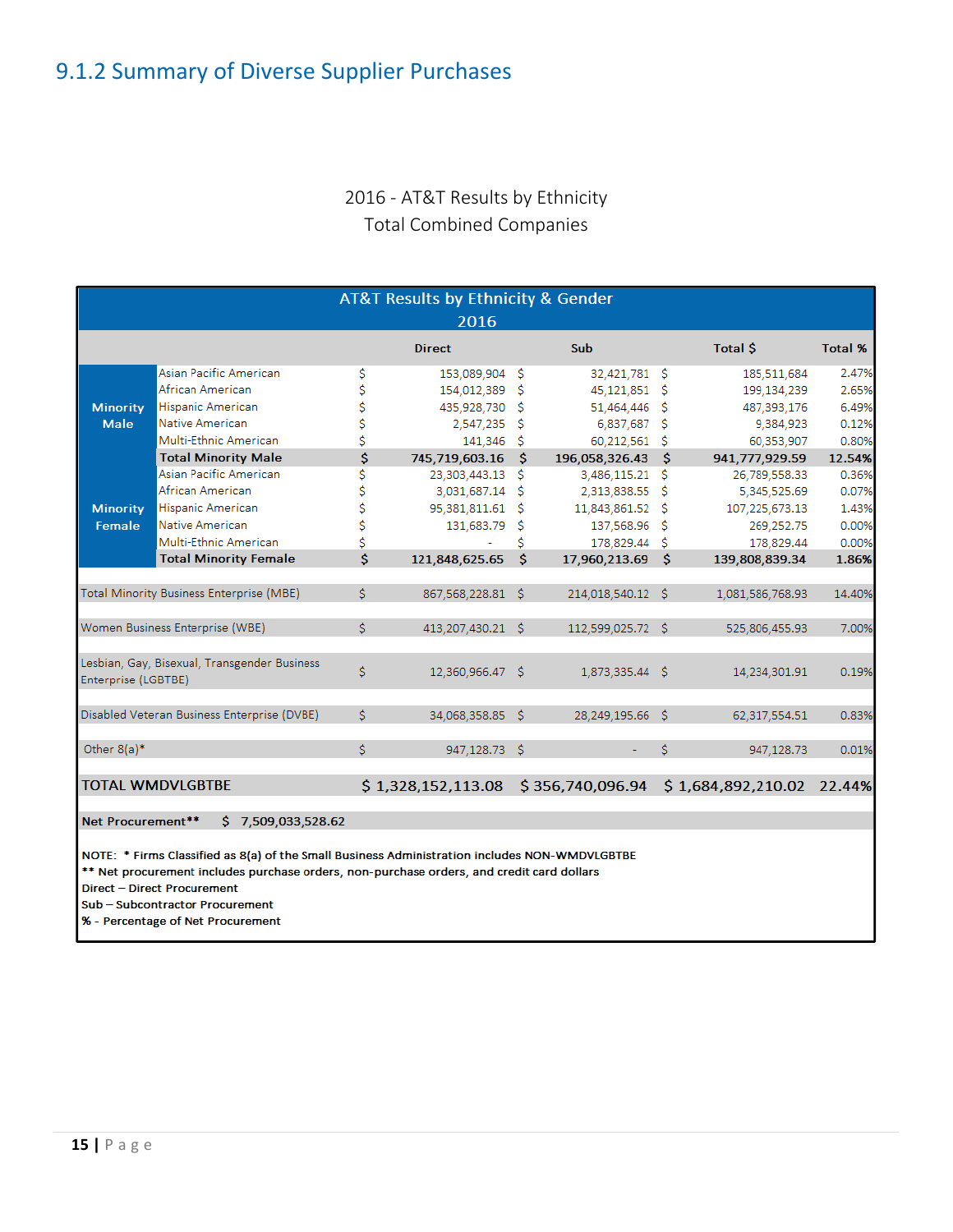## 9.1.2 Summary of Diverse Supplier Purchases

2016 - AT&T Results by Ethnicity
Total Combined Companies

| AT&T Results by Ethnicity & Gender 2016 | | | | | |
|---|---|---|---|---|---|
| | | Direct | Sub | Total $ | Total % |
| Minority Male | Asian Pacific American | $ 153,089,904 | $ 32,421,781 | $ 185,511,684 | 2.47% |
| | African American | $ 154,012,389 | $ 45,121,851 | $ 199,134,239 | 2.65% |
| | Hispanic American | $ 435,928,730 | $ 51,464,446 | $ 487,393,176 | 6.49% |
| | Native American | $ 2,547,235 | $ 6,837,687 | $ 9,384,923 | 0.12% |
| | Multi-Ethnic American | $ 141,346 | $ 60,212,561 | $ 60,353,907 | 0.80% |
| | **Total Minority Male** | **$ 745,719,603.16** | **$ 196,058,326.43** | **$ 941,777,929.59** | **12.54%** |
| Minority Female | Asian Pacific American | $ 23,303,443.13 | $ 3,486,115.21 | $ 26,789,558.33 | 0.36% |
| | African American | $ 3,031,687.14 | $ 2,313,838.55 | $ 5,345,525.69 | 0.07% |
| | Hispanic American | $ 95,381,811.61 | $ 11,843,861.52 | $ 107,225,673.13 | 1.43% |
| | Native American | $ 131,683.79 | $ 137,568.96 | $ 269,252.75 | 0.00% |
| | Multi-Ethnic American | $ - | $ 178,829.44 | $ 178,829.44 | 0.00% |
| | **Total Minority Female** | **$ 121,848,625.65** | **$ 17,960,213.69** | **$ 139,808,839.34** | **1.86%** |
| Total Minority Business Enterprise (MBE) | | $ 867,568,228.81 | $ 214,018,540.12 | $ 1,081,586,768.93 | 14.40% |
| Women Business Enterprise (WBE) | | $ 413,207,430.21 | $ 112,599,025.72 | $ 525,806,455.93 | 7.00% |
| Lesbian, Gay, Bisexual, Transgender Business Enterprise (LGBTBE) | | $ 12,360,966.47 | $ 1,873,335.44 | $ 14,234,301.91 | 0.19% |
| Disabled Veteran Business Enterprise (DVBE) | | $ 34,068,358.85 | $ 28,249,195.66 | $ 62,317,554.51 | 0.83% |
| Other 8(a)* | | $ 947,128.73 | $ - | $ 947,128.73 | 0.01% |
| **TOTAL WMDVLGBTBE** | | **$ 1,328,152,113.08** | **$ 356,740,096.94** | **$ 1,684,892,210.02** | **22.44%** |
| **Net Procurement**** | **$ 7,509,033,528.62** | | | | |

NOTE: * Firms Classified as 8(a) of the Small Business Administration includes NON-WMDVLGBTBE
** Net procurement includes purchase orders, non-purchase orders, and credit card dollars
Direct – Direct Procurement
Sub – Subcontractor Procurement
% - Percentage of Net Procurement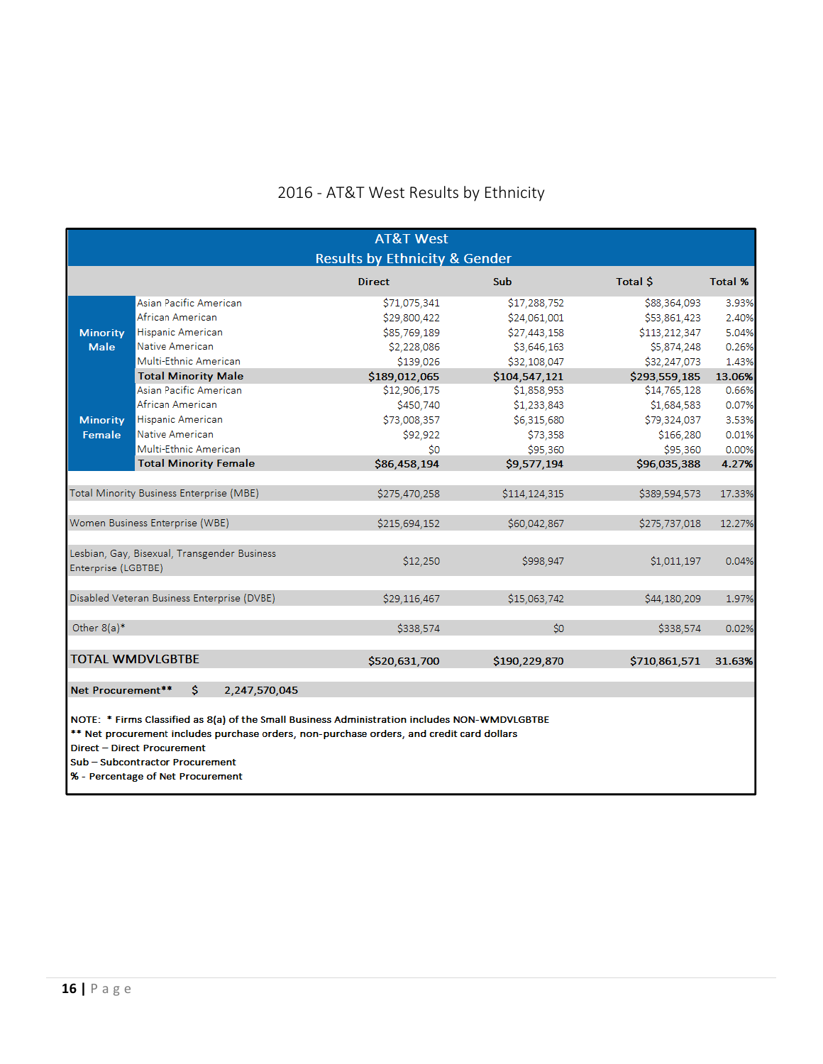# 2016 - AT&T West Results by Ethnicity

| AT&T West Results by Ethnicity & Gender | | Direct | Sub | Total $ | Total % |
|---|---|---|---|---|---|
| Minority Male | Asian Pacific American | $71,075,341 | $17,288,752 | $88,364,093 | 3.93% |
| | African American | $29,800,422 | $24,061,001 | $53,861,423 | 2.40% |
| | Hispanic American | $85,769,189 | $27,443,158 | $113,212,347 | 5.04% |
| | Native American | $2,228,086 | $3,646,163 | $5,874,248 | 0.26% |
| | Multi-Ethnic American | $139,026 | $32,108,047 | $32,247,073 | 1.43% |
| | **Total Minority Male** | **$189,012,065** | **$104,547,121** | **$293,559,185** | **13.06%** |
| Minority Female | Asian Pacific American | $12,906,175 | $1,858,953 | $14,765,128 | 0.66% |
| | African American | $450,740 | $1,233,843 | $1,684,583 | 0.07% |
| | Hispanic American | $73,008,357 | $6,315,680 | $79,324,037 | 3.53% |
| | Native American | $92,922 | $73,358 | $166,280 | 0.01% |
| | Multi-Ethnic American | $0 | $95,360 | $95,360 | 0.00% |
| | **Total Minority Female** | **$86,458,194** | **$9,577,194** | **$96,035,388** | **4.27%** |
| Total Minority Business Enterprise (MBE) | | $275,470,258 | $114,124,315 | $389,594,573 | 17.33% |
| Women Business Enterprise (WBE) | | $215,694,152 | $60,042,867 | $275,737,018 | 12.27% |
| Lesbian, Gay, Bisexual, Transgender Business Enterprise (LGBTBE) | | $12,250 | $998,947 | $1,011,197 | 0.04% |
| Disabled Veteran Business Enterprise (DVBE) | | $29,116,467 | $15,063,742 | $44,180,209 | 1.97% |
| Other 8(a)* | | $338,574 | $0 | $338,574 | 0.02% |
| **TOTAL WMDVLGBTBE** | | **$520,631,700** | **$190,229,870** | **$710,861,571** | **31.63%** |
| **Net Procurement**** | **$ 2,247,570,045** | | | | |

**NOTE: * Firms Classified as 8(a) of the Small Business Administration includes NON-WMDVLGBTBE**
**** Net procurement includes purchase orders, non-purchase orders, and credit card dollars**
**Direct – Direct Procurement**
**Sub – Subcontractor Procurement**
**% - Percentage of Net Procurement**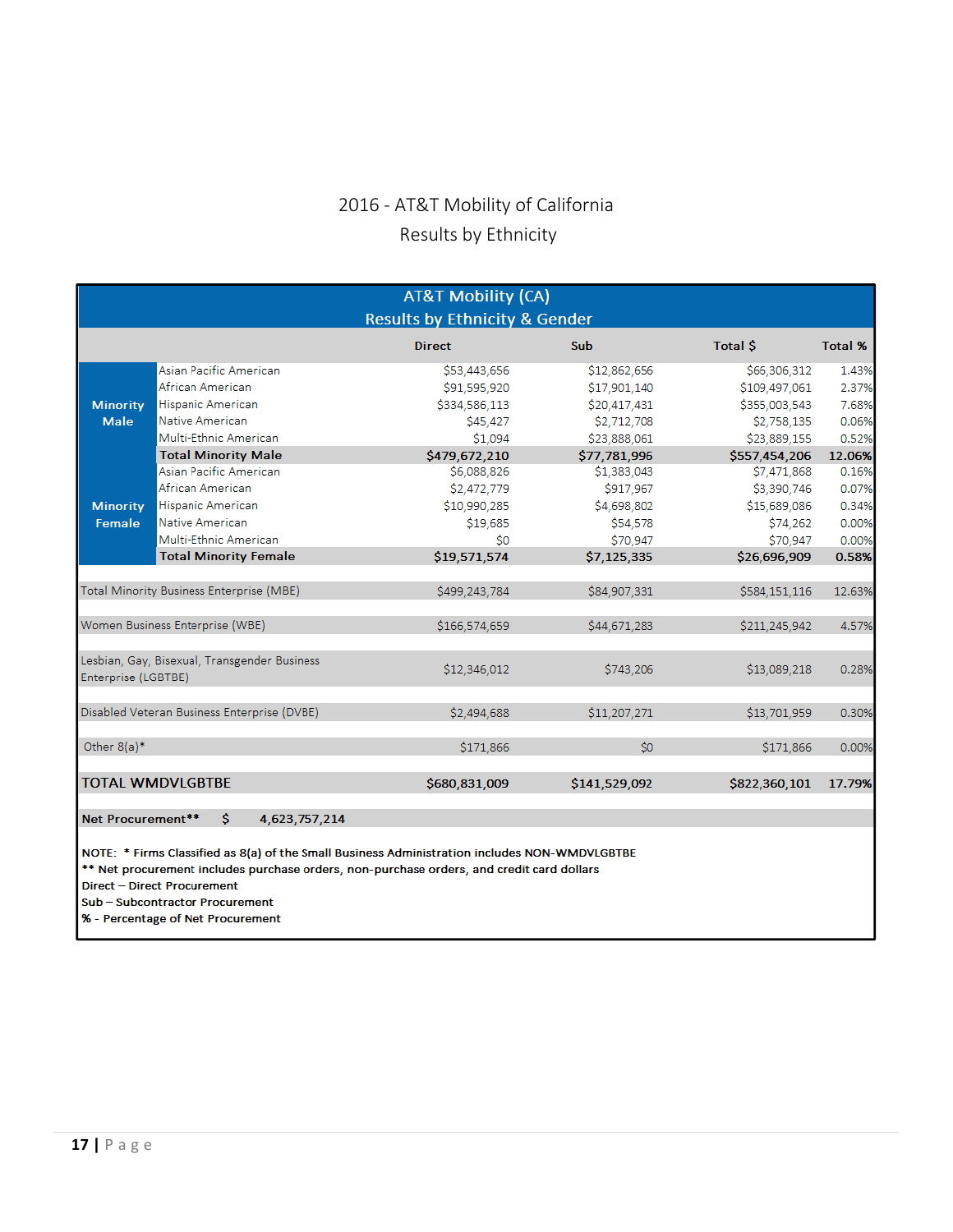# 2016 - AT&T Mobility of California
## Results by Ethnicity

| AT&T Mobility (CA) Results by Ethnicity & Gender | | Direct | Sub | Total $ | Total % |
|---|---|---|---|---|---|
| Minority Male | Asian Pacific American | $53,443,656 | $12,862,656 | $66,306,312 | 1.43% |
| | African American | $91,595,920 | $17,901,140 | $109,497,061 | 2.37% |
| | Hispanic American | $334,586,113 | $20,417,431 | $355,003,543 | 7.68% |
| | Native American | $45,427 | $2,712,708 | $2,758,135 | 0.06% |
| | Multi-Ethnic American | $1,094 | $23,888,061 | $23,889,155 | 0.52% |
| | **Total Minority Male** | **$479,672,210** | **$77,781,996** | **$557,454,206** | **12.06%** |
| Minority Female | Asian Pacific American | $6,088,826 | $1,383,043 | $7,471,868 | 0.16% |
| | African American | $2,472,779 | $917,967 | $3,390,746 | 0.07% |
| | Hispanic American | $10,990,285 | $4,698,802 | $15,689,086 | 0.34% |
| | Native American | $19,685 | $54,578 | $74,262 | 0.00% |
| | Multi-Ethnic American | $0 | $70,947 | $70,947 | 0.00% |
| | **Total Minority Female** | **$19,571,574** | **$7,125,335** | **$26,696,909** | **0.58%** |
| Total Minority Business Enterprise (MBE) | | $499,243,784 | $84,907,331 | $584,151,116 | 12.63% |
| Women Business Enterprise (WBE) | | $166,574,659 | $44,671,283 | $211,245,942 | 4.57% |
| Lesbian, Gay, Bisexual, Transgender Business Enterprise (LGBTBE) | | $12,346,012 | $743,206 | $13,089,218 | 0.28% |
| Disabled Veteran Business Enterprise (DVBE) | | $2,494,688 | $11,207,271 | $13,701,959 | 0.30% |
| Other 8(a)* | | $171,866 | $0 | $171,866 | 0.00% |
| **TOTAL WMDVLGBTBE** | | **$680,831,009** | **$141,529,092** | **$822,360,101** | **17.79%** |
| **Net Procurement**** | **$ 4,623,757,214** | | | | |

**NOTE: * Firms Classified as 8(a) of the Small Business Administration includes NON-WMDVLGBTBE**
**** Net procurement includes purchase orders, non-purchase orders, and credit card dollars**
**Direct – Direct Procurement**
**Sub – Subcontractor Procurement**
**% - Percentage of Net Procurement**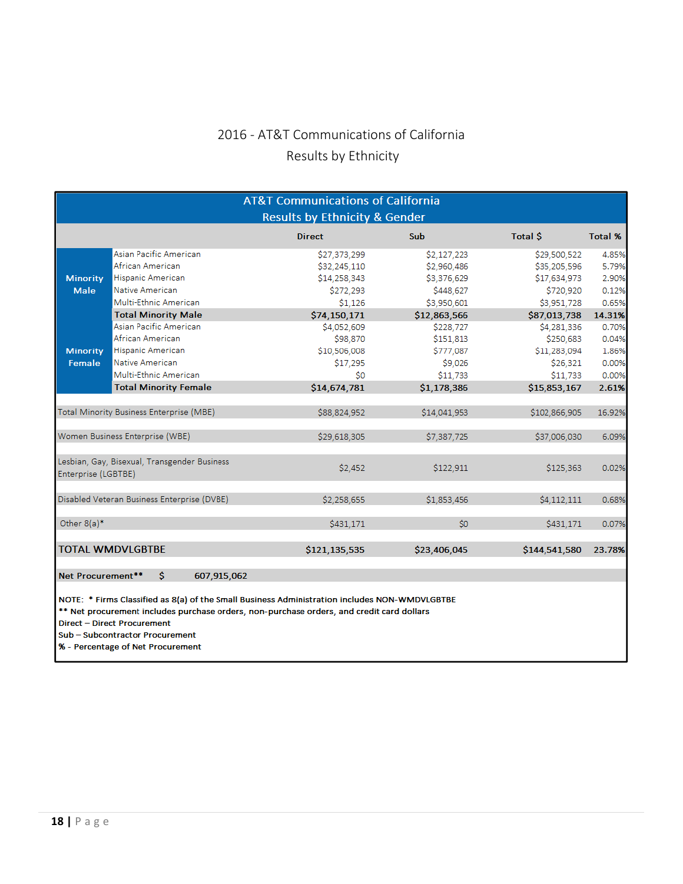2016 - AT&T Communications of California

Results by Ethnicity

| AT&T Communications of California<br>Results by Ethnicity & Gender | | Direct | Sub | Total $ | Total % |
|---|---|---|---|---|---|
| Minority Male | Asian Pacific American | $27,373,299 | $2,127,223 | $29,500,522 | 4.85% |
| | African American | $32,245,110 | $2,960,486 | $35,205,596 | 5.79% |
| | Hispanic American | $14,258,343 | $3,376,629 | $17,634,973 | 2.90% |
| | Native American | $272,293 | $448,627 | $720,920 | 0.12% |
| | Multi-Ethnic American | $1,126 | $3,950,601 | $3,951,728 | 0.65% |
| | **Total Minority Male** | **$74,150,171** | **$12,863,566** | **$87,013,738** | **14.31%** |
| Minority Female | Asian Pacific American | $4,052,609 | $228,727 | $4,281,336 | 0.70% |
| | African American | $98,870 | $151,813 | $250,683 | 0.04% |
| | Hispanic American | $10,506,008 | $777,087 | $11,283,094 | 1.86% |
| | Native American | $17,295 | $9,026 | $26,321 | 0.00% |
| | Multi-Ethnic American | $0 | $11,733 | $11,733 | 0.00% |
| | **Total Minority Female** | **$14,674,781** | **$1,178,386** | **$15,853,167** | **2.61%** |
| Total Minority Business Enterprise (MBE) | | $88,824,952 | $14,041,953 | $102,866,905 | 16.92% |
| Women Business Enterprise (WBE) | | $29,618,305 | $7,387,725 | $37,006,030 | 6.09% |
| Lesbian, Gay, Bisexual, Transgender Business Enterprise (LGBTBE) | | $2,452 | $122,911 | $125,363 | 0.02% |
| Disabled Veteran Business Enterprise (DVBE) | | $2,258,655 | $1,853,456 | $4,112,111 | 0.68% |
| Other 8(a)* | | $431,171 | $0 | $431,171 | 0.07% |
| **TOTAL WMDVLGBTBE** | | **$121,135,535** | **$23,406,045** | **$144,541,580** | **23.78%** |
| **Net Procurement**** | **$ 607,915,062** | | | | |

**NOTE: * Firms Classified as 8(a) of the Small Business Administration includes NON-WMDVLGBTBE**
**** Net procurement includes purchase orders, non-purchase orders, and credit card dollars**
**Direct – Direct Procurement**
**Sub – Subcontractor Procurement**
**% - Percentage of Net Procurement**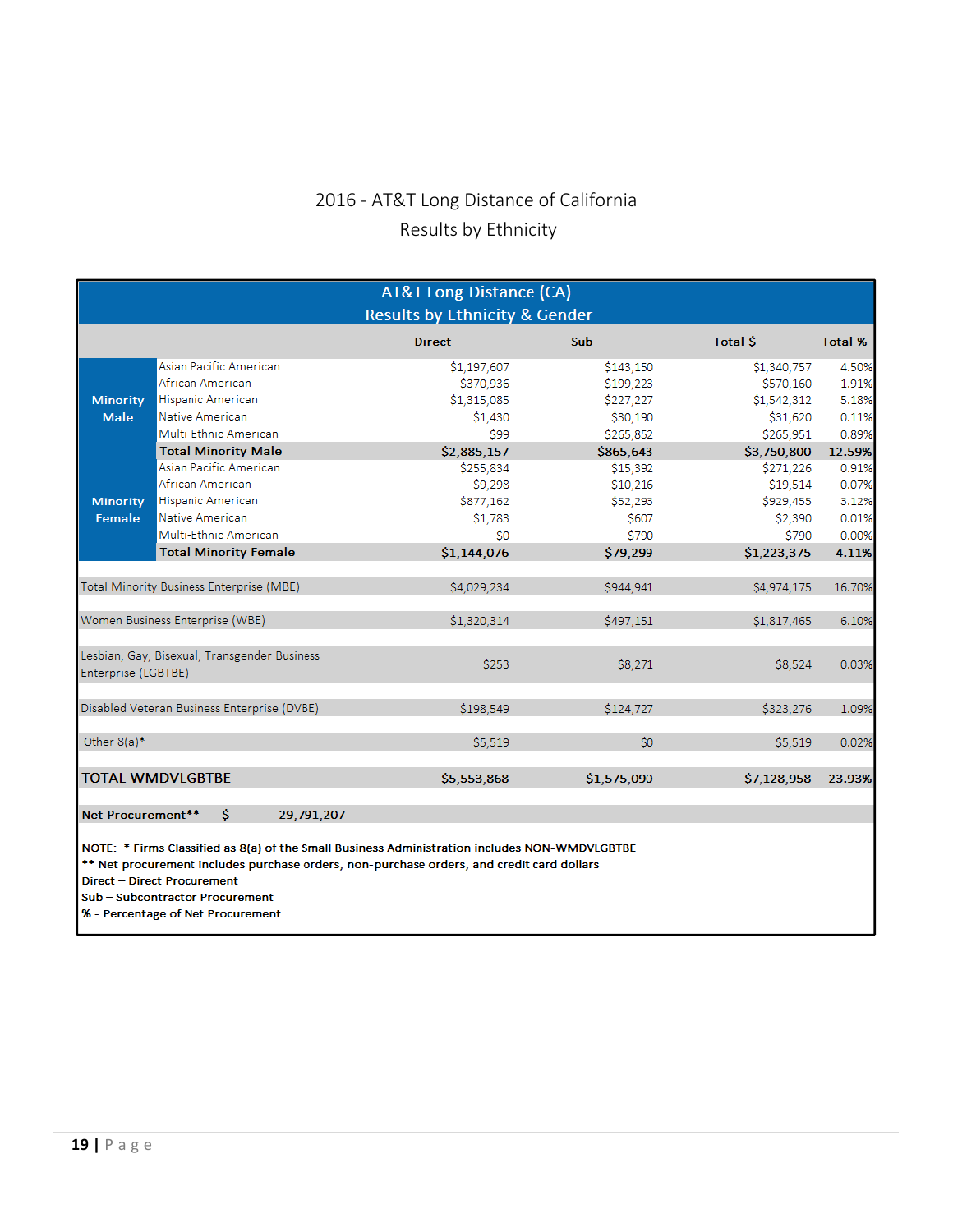# 2016 - AT&T Long Distance of California
## Results by Ethnicity

| AT&T Long Distance (CA) Results by Ethnicity & Gender | | | | | |
|---|---|---|---|---|---|
| | | **Direct** | **Sub** | **Total $** | **Total %** |
| **Minority Male** | Asian Pacific American | $1,197,607 | $143,150 | $1,340,757 | 4.50% |
| | African American | $370,936 | $199,223 | $570,160 | 1.91% |
| | Hispanic American | $1,315,085 | $227,227 | $1,542,312 | 5.18% |
| | Native American | $1,430 | $30,190 | $31,620 | 0.11% |
| | Multi-Ethnic American | $99 | $265,852 | $265,951 | 0.89% |
| | **Total Minority Male** | **$2,885,157** | **$865,643** | **$3,750,800** | **12.59%** |
| **Minority Female** | Asian Pacific American | $255,834 | $15,392 | $271,226 | 0.91% |
| | African American | $9,298 | $10,216 | $19,514 | 0.07% |
| | Hispanic American | $877,162 | $52,293 | $929,455 | 3.12% |
| | Native American | $1,783 | $607 | $2,390 | 0.01% |
| | Multi-Ethnic American | $0 | $790 | $790 | 0.00% |
| | **Total Minority Female** | **$1,144,076** | **$79,299** | **$1,223,375** | **4.11%** |
| Total Minority Business Enterprise (MBE) | | $4,029,234 | $944,941 | $4,974,175 | 16.70% |
| Women Business Enterprise (WBE) | | $1,320,314 | $497,151 | $1,817,465 | 6.10% |
| Lesbian, Gay, Bisexual, Transgender Business Enterprise (LGBTBE) | | $253 | $8,271 | $8,524 | 0.03% |
| Disabled Veteran Business Enterprise (DVBE) | | $198,549 | $124,727 | $323,276 | 1.09% |
| Other 8(a)* | | $5,519 | $0 | $5,519 | 0.02% |
| **TOTAL WMDVLGBTBE** | | **$5,553,868** | **$1,575,090** | **$7,128,958** | **23.93%** |
| **Net Procurement**** | **$ 29,791,207** | | | | |

**NOTE: * Firms Classified as 8(a) of the Small Business Administration includes NON-WMDVLGBTBE**
**** Net procurement includes purchase orders, non-purchase orders, and credit card dollars**
**Direct – Direct Procurement**
**Sub – Subcontractor Procurement**
**% - Percentage of Net Procurement**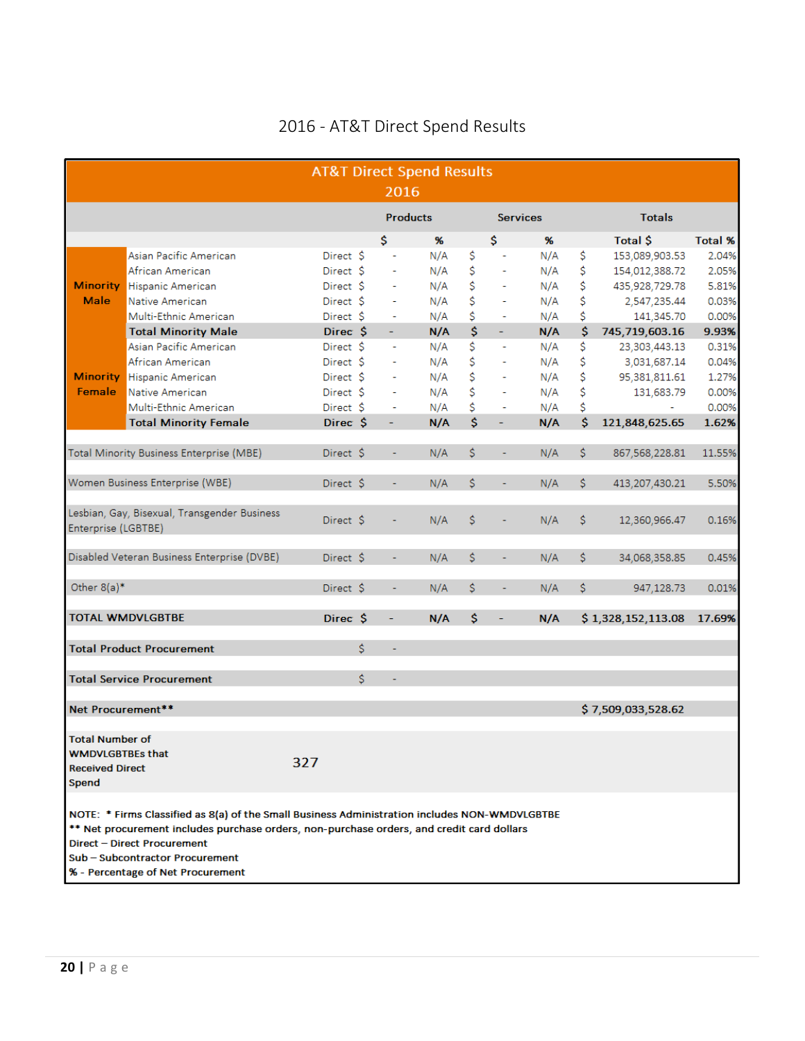# 2016 - AT&T Direct Spend Results

| AT&T Direct Spend Results 2016 | | | Products | | Services | | Totals | |
|---|---|---|---|---|---|---|---|---|
| | | | $ | % | $ | % | Total $ | Total % |
| Minority Male | Asian Pacific American | Direct | $ - | N/A | $ - | N/A | $ 153,089,903.53 | 2.04% |
| | African American | Direct | $ - | N/A | $ - | N/A | $ 154,012,388.72 | 2.05% |
| | Hispanic American | Direct | $ - | N/A | $ - | N/A | $ 435,928,729.78 | 5.81% |
| | Native American | Direct | $ - | N/A | $ - | N/A | $ 2,547,235.44 | 0.03% |
| | Multi-Ethnic American | Direct | $ - | N/A | $ - | N/A | $ 141,345.70 | 0.00% |
| | **Total Minority Male** | **Direc** | **$ -** | **N/A** | **$ -** | **N/A** | **$ 745,719,603.16** | **9.93%** |
| Minority Female | Asian Pacific American | Direct | $ - | N/A | $ - | N/A | $ 23,303,443.13 | 0.31% |
| | African American | Direct | $ - | N/A | $ - | N/A | $ 3,031,687.14 | 0.04% |
| | Hispanic American | Direct | $ - | N/A | $ - | N/A | $ 95,381,811.61 | 1.27% |
| | Native American | Direct | $ - | N/A | $ - | N/A | $ 131,683.79 | 0.00% |
| | Multi-Ethnic American | Direct | $ - | N/A | $ - | N/A | $ - | 0.00% |
| | **Total Minority Female** | **Direc** | **$ -** | **N/A** | **$ -** | **N/A** | **$ 121,848,625.65** | **1.62%** |
| Total Minority Business Enterprise (MBE) | | Direct | $ - | N/A | $ - | N/A | $ 867,568,228.81 | 11.55% |
| Women Business Enterprise (WBE) | | Direct | $ - | N/A | $ - | N/A | $ 413,207,430.21 | 5.50% |
| Lesbian, Gay, Bisexual, Transgender Business Enterprise (LGBTBE) | | Direct | $ - | N/A | $ - | N/A | $ 12,360,966.47 | 0.16% |
| Disabled Veteran Business Enterprise (DVBE) | | Direct | $ - | N/A | $ - | N/A | $ 34,068,358.85 | 0.45% |
| Other 8(a)* | | Direct | $ - | N/A | $ - | N/A | $ 947,128.73 | 0.01% |
| **TOTAL WMDVLGBTBE** | | **Direc** | **$ -** | **N/A** | **$ -** | **N/A** | **$ 1,328,152,113.08** | **17.69%** |
| **Total Product Procurement** | | | $ - | | | | | |
| **Total Service Procurement** | | | $ - | | | | | |
| **Net Procurement**** | | | | | | | **$ 7,509,033,528.62** | |
| **Total Number of WMDVLGBTBEs that Received Direct Spend** | | 327 | | | | | | |

**NOTE: * Firms Classified as 8(a) of the Small Business Administration includes NON-WMDVLGBTBE**
**** Net procurement includes purchase orders, non-purchase orders, and credit card dollars**
**Direct – Direct Procurement**
**Sub – Subcontractor Procurement**
**% - Percentage of Net Procurement**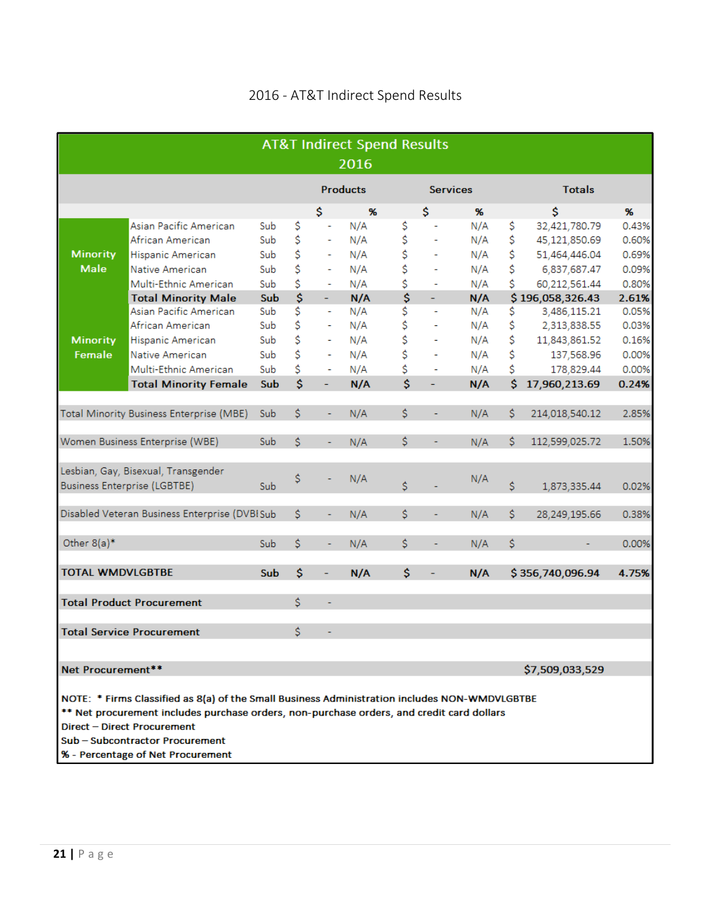2016 - AT&T Indirect Spend Results

| | | | Products | | Services | | Totals | |
|---|---|---|---|---|---|---|---|---|
| | | | $ | % | $ | % | $ | % |
| Minority Male | Asian Pacific American | Sub | $ - | N/A | $ - | N/A | $ 32,421,780.79 | 0.43% |
| | African American | Sub | $ - | N/A | $ - | N/A | $ 45,121,850.69 | 0.60% |
| | Hispanic American | Sub | $ - | N/A | $ - | N/A | $ 51,464,446.04 | 0.69% |
| | Native American | Sub | $ - | N/A | $ - | N/A | $ 6,837,687.47 | 0.09% |
| | Multi-Ethnic American | Sub | $ - | N/A | $ - | N/A | $ 60,212,561.44 | 0.80% |
| | **Total Minority Male** | **Sub** | **$ -** | **N/A** | **$ -** | **N/A** | **$ 196,058,326.43** | **2.61%** |
| Minority Female | Asian Pacific American | Sub | $ - | N/A | $ - | N/A | $ 3,486,115.21 | 0.05% |
| | African American | Sub | $ - | N/A | $ - | N/A | $ 2,313,838.55 | 0.03% |
| | Hispanic American | Sub | $ - | N/A | $ - | N/A | $ 11,843,861.52 | 0.16% |
| | Native American | Sub | $ - | N/A | $ - | N/A | $ 137,568.96 | 0.00% |
| | Multi-Ethnic American | Sub | $ - | N/A | $ - | N/A | $ 178,829.44 | 0.00% |
| | **Total Minority Female** | **Sub** | **$ -** | **N/A** | **$ -** | **N/A** | **$ 17,960,213.69** | **0.24%** |
| Total Minority Business Enterprise (MBE) | | Sub | $ - | N/A | $ - | N/A | $ 214,018,540.12 | 2.85% |
| Women Business Enterprise (WBE) | | Sub | $ - | N/A | $ - | N/A | $ 112,599,025.72 | 1.50% |
| Lesbian, Gay, Bisexual, Transgender Business Enterprise (LGBTBE) | | Sub | $ - | N/A | $ - | N/A | $ 1,873,335.44 | 0.02% |
| Disabled Veteran Business Enterprise (DVBE) | | Sub | $ - | N/A | $ - | N/A | $ 28,249,195.66 | 0.38% |
| Other 8(a)* | | Sub | $ - | N/A | $ - | N/A | $ - | 0.00% |
| **TOTAL WMDVLGBTBE** | | **Sub** | **$ -** | **N/A** | **$ -** | **N/A** | **$ 356,740,096.94** | **4.75%** |
| **Total Product Procurement** | | | $ - | | | | | |
| **Total Service Procurement** | | | $ - | | | | | |
| **Net Procurement**** | | | | | | | $7,509,033,529 | |

NOTE: * Firms Classified as 8(a) of the Small Business Administration includes NON-WMDVLGBTBE
** Net procurement includes purchase orders, non-purchase orders, and credit card dollars
Direct – Direct Procurement
Sub – Subcontractor Procurement
% - Percentage of Net Procurement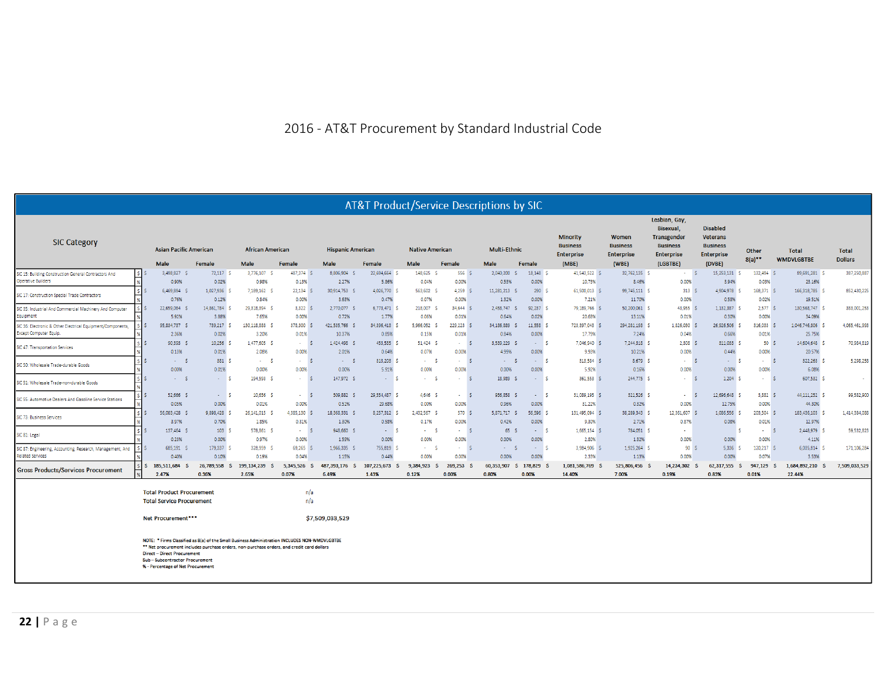## 2016 - AT&T Procurement by Standard Industrial Code

### AT&T Product/Service Descriptions by SIC

| SIC Category | | Asian Pacific American Male | Asian Pacific American Female | African American Male | African American Female | Hispanic American Male | Hispanic American Female | Native American Male | Native American Female | Multi-Ethnic Male | Multi-Ethnic Female | Minority Business Enterprise (MBE) | Women Business Enterprise (WBE) | Lesbian, Gay, Bisexual, Transgender Business Enterprise (LGBTBE) | Disabled Veterans Business Enterprise (DVBE) | Other 8(a)** | Total WMDVLGBTBE | Total Dollars |
|---|---|---|---|---|---|---|---|---|---|---|---|---|---|---|---|---|---|---|
| SIC 15: Building Construction General Contractors And Operative Builders | $ | $ 3,498,827 | $ 72,117 | $ 3,776,107 | $ 487,374 | $ 8,806,904 | $ 22,694,664 | $ 148,625 | $ 556 | $ 2,040,200 | $ 19,148 | $ 41,548,522 | $ 32,762,135 | $ - | $ 15,253,131 | $ 132,494 | $ 89,691,281 | $ 387,250,887 |
| | % | 0.90% | 0.02% | 0.98% | 0.13% | 2.27% | 5.86% | 0.04% | 0.00% | 0.53% | 0.00% | 10.73% | 8.46% | 0.00% | 3.94% | 0.03% | 23.16% | |
| SIC 17: Construction Special Trade Contractors | $ | $ 6,469,894 | $ 1,027,936 | $ 7,199,161 | $ 22,194 | $ 30,914,753 | $ 4,026,770 | $ 563,602 | $ 4,159 | $ 11,281,213 | $ 290 | $ 61,500,013 | $ 99,745,111 | $ 913 | $ 4,904,978 | $ 168,371 | $ 166,319,785 | $ 852,430,225 |
| | % | 0.76% | 0.12% | 0.84% | 0.00% | 3.63% | 0.47% | 0.07% | 0.00% | 1.32% | 0.00% | 7.21% | 11.70% | 0.00% | 0.58% | 0.02% | 19.51% | |
| SIC 35: Industrial And Commercial Machinery And Computer Equipment | $ | $ 22,659,084 | $ 14,861,784 | $ 29,318,894 | $ 3,822 | $ 2,770,077 | $ 6,773,471 | $ 218,007 | $ 34,644 | $ 2,458,747 | $ 92,237 | $ 79,189,766 | $ 50,200,061 | $ 43,955 | $ 1,132,887 | $ 2,577 | $ 130,568,747 | $ 383,001,253 |
| | % | 5.91% | 3.88% | 7.65% | 0.00% | 0.72% | 1.77% | 0.06% | 0.01% | 0.64% | 0.02% | 20.68% | 13.11% | 0.01% | 0.30% | 0.00% | 34.09% | |
| SIC 36: Electronic & Other Electrical Equipment/Components, Except Computer Equip. | $ | $ 95,884,737 | $ 739,217 | $ 130,118,888 | $ 378,800 | $ 421,535,766 | $ 34,396,418 | $ 5,966,092 | $ 229,123 | $ 34,186,889 | $ 11,558 | $ 723,397,043 | $ 294,281,193 | $ 1,826,080 | $ 26,926,506 | $ 316,083 | $ 1,046,746,806 | $ 4,065,461,998 |
| | % | 2.36% | 0.02% | 3.20% | 0.01% | 10.37% | 0.85% | 0.15% | 0.01% | 0.84% | 0.00% | 17.79% | 7.24% | 0.04% | 0.66% | 0.01% | 25.75% | |
| SIC 47: Transportation Services | $ | $ 90,393 | $ 10,256 | $ 1,477,605 | $ - | $ 1,414,498 | $ 453,535 | $ 51,424 | $ - | $ 3,539,229 | $ - | $ 7,046,940 | $ 7,244,818 | $ 2,808 | $ 311,033 | $ 50 | $ 14,604,648 | $ 70,984,819 |
| | % | 0.13% | 0.01% | 2.08% | 0.00% | 2.01% | 0.64% | 0.07% | 0.00% | 4.99% | 0.00% | 9.93% | 10.21% | 0.00% | 0.44% | 0.00% | 20.57% | |
| SIC 50: Wholesale Trade-durable Goods | $ | $ - | $ 381 | $ - | $ - | $ - | $ 313,203 | $ - | $ - | $ - | $ - | $ 313,584 | $ 8,679 | $ - | $ - | $ - | $ 322,263 | $ 5,298,258 |
| | % | 0.00% | 0.01% | 0.00% | 0.00% | 0.00% | 5.91% | 0.00% | 0.00% | 0.00% | 0.00% | 5.92% | 0.16% | 0.00% | 0.00% | 0.00% | 6.08% | |
| SIC 51: Wholesale Trade-non-durable Goods | $ | $ - | $ - | $ 194,593 | $ - | $ 147,972 | $ - | $ - | $ - | $ 18,989 | $ - | $ 361,553 | $ 244,775 | $ - | $ 1,204 | $ - | $ 607,532 | $ - |
| | % | | | | | | | | | | | | | | | | | |
| SIC 55: Automotive Dealers And Gasoline Service Stations | $ | $ 52,666 | $ - | $ 10,656 | $ - | $ 509,882 | $ 29,554,487 | $ 4,646 | $ - | $ 956,858 | $ - | $ 31,089,195 | $ 321,526 | $ - | $ 12,696,648 | $ 3,881 | $ 44,111,251 | $ 99,582,900 |
| | % | 0.05% | 0.00% | 0.01% | 0.00% | 0.51% | 29.68% | 0.00% | 0.00% | 0.96% | 0.00% | 31.22% | 0.32% | 0.00% | 12.75% | 0.00% | 44.30% | |
| SIC 73: Business Services | $ | $ 56,063,428 | $ 9,898,428 | $ 26,141,013 | $ 4,385,130 | $ 18,368,331 | $ 8,157,912 | $ 2,432,567 | $ 570 | $ 5,871,717 | $ 56,596 | $ 131,495,094 | $ 38,289,943 | $ 12,161,607 | $ 1,086,556 | $ 203,504 | $ 183,436,103 | $ 1,414,384,088 |
| | % | 3.97% | 0.70% | 1.85% | 0.31% | 1.30% | 0.58% | 0.17% | 0.00% | 0.42% | 0.00% | 9.30% | 2.71% | 0.87% | 0.08% | 0.01% | 12.97% | |
| SIC 81: Legal | $ | $ 157,464 | $ 103 | $ 578,861 | $ - | $ 948,660 | $ - | $ - | $ - | $ 65 | $ - | $ 1,665,154 | $ 784,051 | $ - | | $ - | $ 2,448,679 | $ 59,532,823 |
| | % | 0.25% | 0.00% | 0.97% | 0.00% | 1.59% | 0.00% | 0.00% | 0.00% | 0.00% | 0.00% | 2.80% | 1.32% | 0.00% | 0.00% | 0.00% | 4.11% | |
| SIC 87: Engineering, Accounting, Research, Management, And Related Services | $ | $ 685,191 | $ 179,337 | $ 328,959 | $ 69,265 | $ 1,966,335 | $ 755,819 | $ - | $ - | $ - | $ - | $ 3,984,906 | $ 1,925,264 | $ 90 | $ 5,336 | $ 120,217 | $ 6,035,814 | $ 171,106,284 |
| | % | 0.40% | 0.10% | 0.19% | 0.04% | 1.15% | 0.44% | 0.00% | 0.00% | 0.00% | 0.00% | 2.33% | 1.13% | 0.00% | 0.00% | 0.07% | 3.53% | |
| **Gross Products/Services Procurement** | $ | $ 185,511,684 | $ 26,789,558 | $ 199,134,239 | $ 5,345,526 | $ 487,393,176 | $ 107,225,673 | $ 9,384,923 | $ 269,253 | $ 60,353,907 | $ 178,829 | $ 1,081,586,769 | $ 525,806,456 | $ 14,234,302 | $ 62,317,555 | $ 947,129 | $ 1,684,892,210 | $ 7,509,033,529 |
| | % | 2.47% | 0.36% | 2.65% | 0.07% | 6.49% | 1.43% | 0.12% | 0.00% | 0.80% | 0.00% | 14.40% | 7.00% | 0.19% | 0.83% | 0.01% | 22.44% | |

| | |
|---|---|
| Total Product Procurement | n/a |
| Total Service Procurement | n/a |
| Net Procurement*** | $7,509,033,529 |

NOTE: * Firms Classified as 8(a) of the Small Business Administration INCLUDES NON-WMDVLGBTBE
** Net procurement includes purchase orders, non-purchase orders, and credit card dollars
Direct – Direct Procurement
Sub – Subcontractor Procurement
% - Percentage of Net Procurement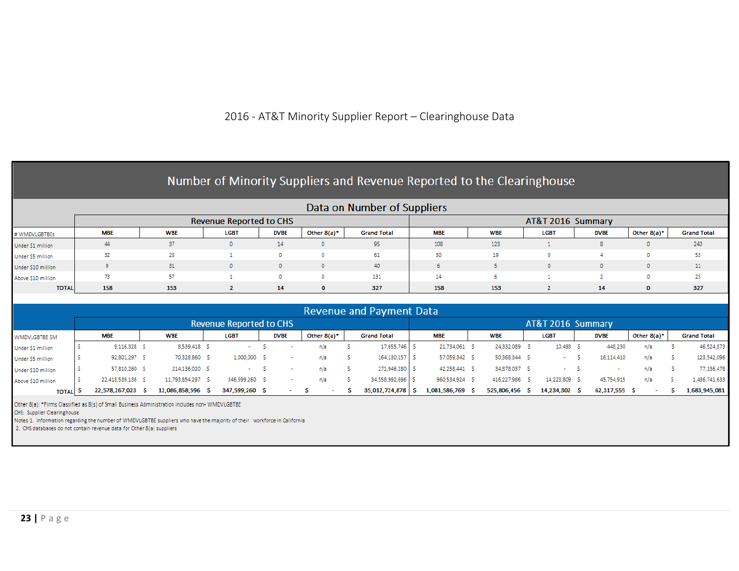2016 - AT&T Minority Supplier Report – Clearinghouse Data

## Number of Minority Suppliers and Revenue Reported to the Clearinghouse

### Data on Number of Suppliers

| | Revenue Reported to CHS | | | | | | AT&T 2016 Summary | | | | | |
|---|---|---|---|---|---|---|---|---|---|---|---|---|
| # WMDVLGBTBEs | MBE | WBE | LGBT | DVBE | Other 8(a)* | Grand Total | MBE | WBE | LGBT | DVBE | Other 8(a)* | Grand Total |
| Under $1 million | 44 | 37 | 0 | 14 | 0 | 95 | 108 | 123 | 1 | 8 | 0 | 240 |
| Under $5 million | 32 | 28 | 1 | 0 | 0 | 61 | 30 | 19 | 0 | 4 | 0 | 53 |
| Under $10 million | 9 | 31 | 0 | 0 | 0 | 40 | 6 | 5 | 0 | 0 | 0 | 11 |
| Above $10 million | 73 | 57 | 1 | 0 | 0 | 131 | 14 | 6 | 1 | 2 | 0 | 23 |
| **TOTAL** | **158** | **153** | **2** | **14** | **0** | **327** | **158** | **153** | **2** | **14** | **0** | **327** |

### Revenue and Payment Data

| | Revenue Reported to CHS | | | | | | AT&T 2016 Summary | | | | | |
|---|---|---|---|---|---|---|---|---|---|---|---|---|
| WMDVLGBTBE $M | MBE | WBE | LGBT | DVBE | Other 8(a)* | Grand Total | MBE | WBE | LGBT | DVBE | Other 8(a)* | Grand Total |
| Under $1 million | $ 9,116,328 | $ 8,539,418 | $ - | $ - | n/a | $ 17,655,746 | $ 21,734,061 | $ 24,332,089 | $ 10,493 | $ 448,230 | n/a | $ 46,524,873 |
| Under $5 million | $ 92,801,297 | $ 70,328,860 | $ 1,000,000 | $ - | n/a | $ 164,130,157 | $ 57,059,342 | $ 50,368,344 | $ - | $ 16,114,410 | n/a | $ 123,542,096 |
| Under $10 million | $ 57,810,260 | $ 214,136,020 | $ - | $ - | n/a | $ 271,946,280 | $ 42,258,441 | $ 34,878,037 | $ - | $ - | n/a | $ 77,136,478 |
| Above $10 million | $ 22,418,539,138 | $ 11,793,854,297 | $ 346,599,260 | $ - | n/a | $ 34,558,992,696 | $ 960,534,924 | $ 416,227,986 | $ 14,223,809 | $ 45,754,915 | n/a | $ 1,436,741,633 |
| **TOTAL** | **$ 22,578,267,023** | **$ 12,086,858,596** | **$ 347,599,260** | **$ -** | **$ -** | **$ 35,012,724,878** | **$ 1,081,586,769** | **$ 525,806,456** | **$ 14,234,302** | **$ 62,317,555** | **$ -** | **$ 1,683,945,081** |

Other 8(a): *Firms Classified as 8(s) of Small Business Administration includes non- WMDVLGBTBE

CHS: Supplier Clearinghouse

Notes 1. Information regarding the number of WMDVLGBTBE suppliers who have the majority of their workforce in California

2. CHS databases do not contain revenue data for Other 8(a) suppliers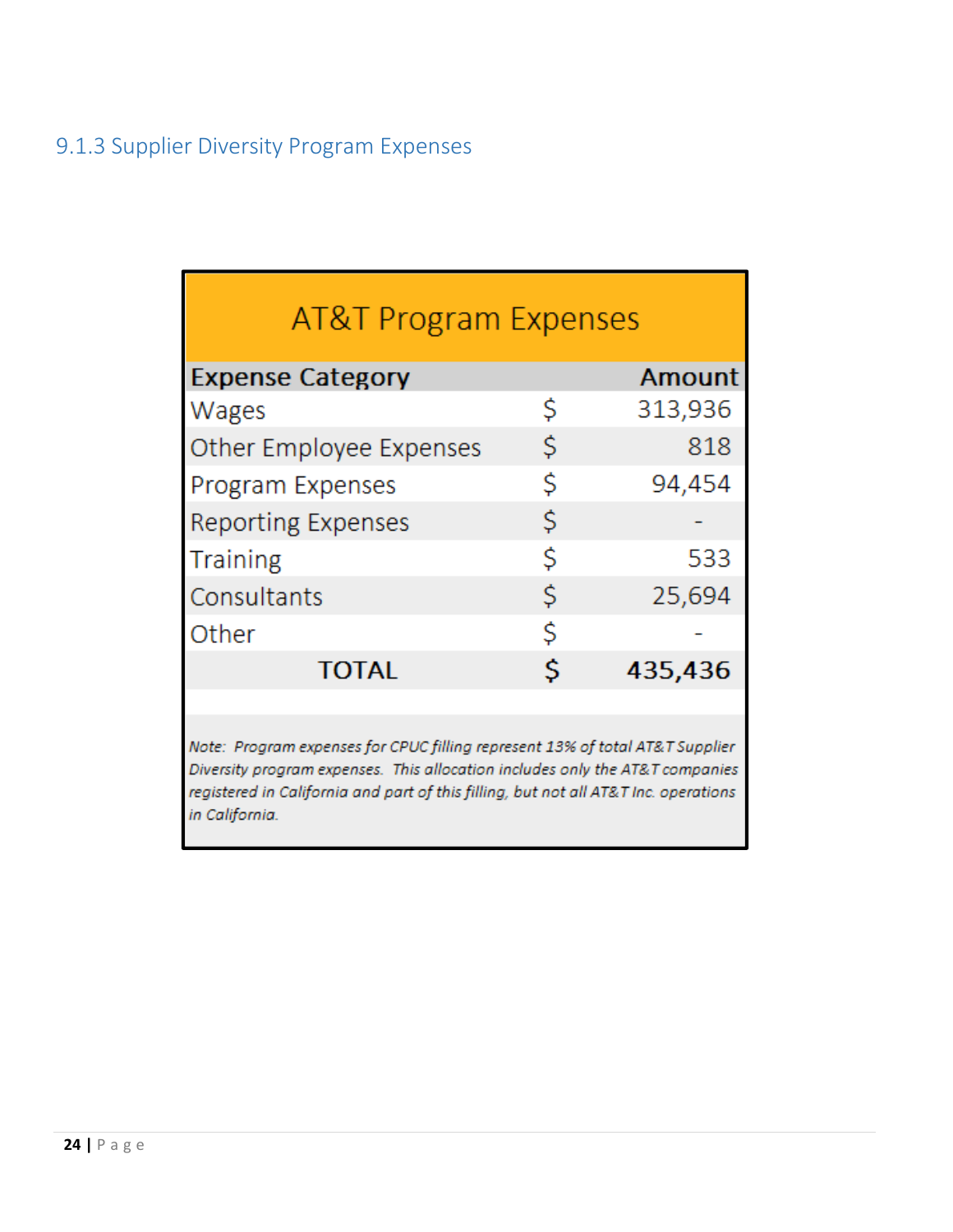### 9.1.3 Supplier Diversity Program Expenses

| AT&T Program Expenses | | |
|---|---|---|
| **Expense Category** | | **Amount** |
| Wages | $ | 313,936 |
| Other Employee Expenses | $ | 818 |
| Program Expenses | $ | 94,454 |
| Reporting Expenses | $ | - |
| Training | $ | 533 |
| Consultants | $ | 25,694 |
| Other | $ | - |
| **TOTAL** | **$** | **435,436** |

*Note: Program expenses for CPUC filling represent 13% of total AT&T Supplier Diversity program expenses. This allocation includes only the AT&T companies registered in California and part of this filling, but not all AT&T Inc. operations in California.*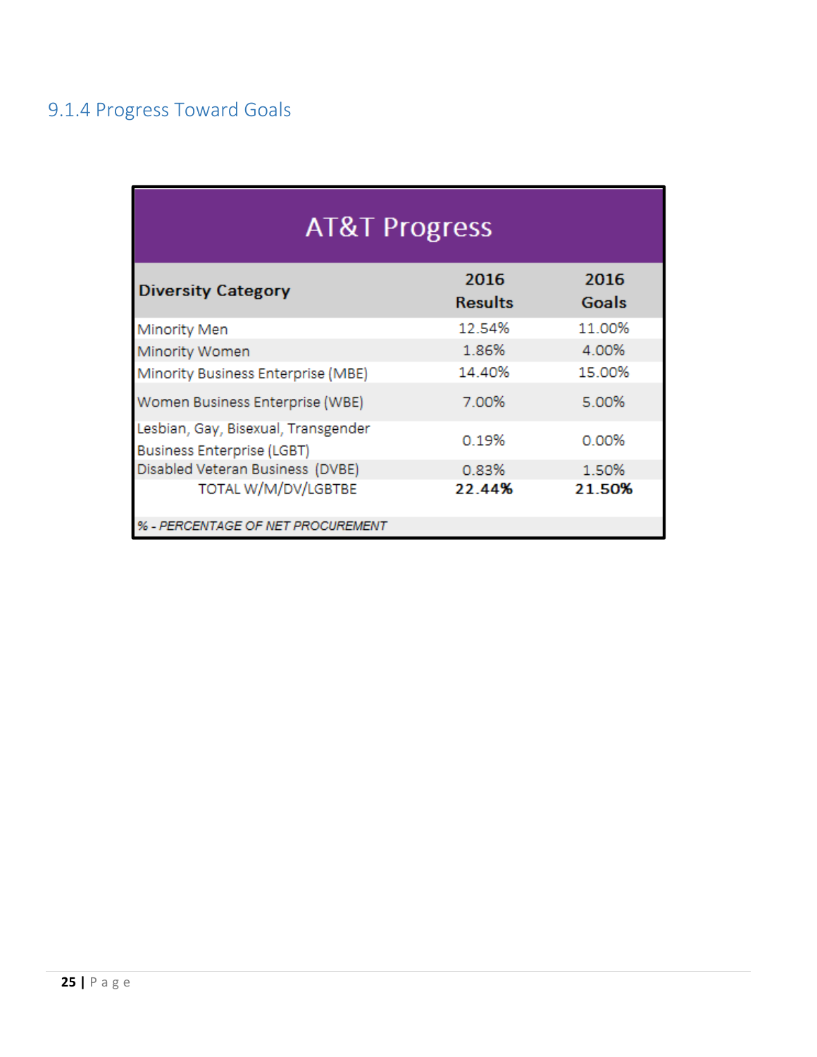### 9.1.4 Progress Toward Goals

| AT&T Progress | | |
|---|---|---|
| **Diversity Category** | **2016 Results** | **2016 Goals** |
| Minority Men | 12.54% | 11.00% |
| Minority Women | 1.86% | 4.00% |
| Minority Business Enterprise (MBE) | 14.40% | 15.00% |
| Women Business Enterprise (WBE) | 7.00% | 5.00% |
| Lesbian, Gay, Bisexual, Transgender Business Enterprise (LGBT) | 0.19% | 0.00% |
| Disabled Veteran Business (DVBE) | 0.83% | 1.50% |
| TOTAL W/M/DV/LGBTBE | **22.44%** | **21.50%** |
| *% - PERCENTAGE OF NET PROCUREMENT* | | |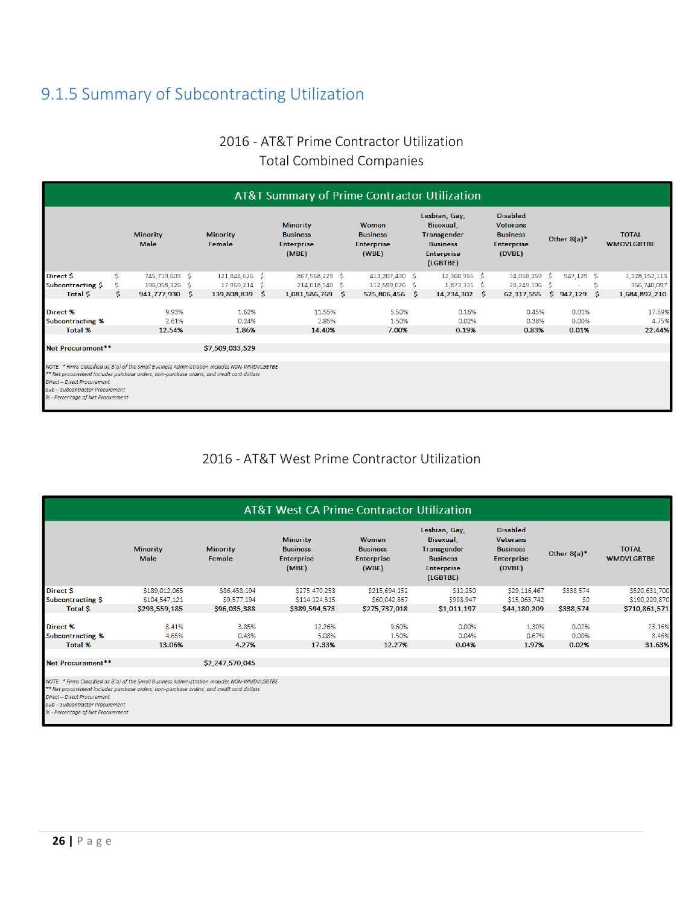## 9.1.5 Summary of Subcontracting Utilization

2016 - AT&T Prime Contractor Utilization
Total Combined Companies

| AT&T Summary of Prime Contractor Utilization | | | | | | | | |
|---|---|---|---|---|---|---|---|---|
| | Minority Male | Minority Female | Minority Business Enterprise (MBE) | Women Business Enterprise (WBE) | Lesbian, Gay, Bisexual, Transgender Business Enterprise (LGBTBE) | Disabled Veterans Business Enterprise (DVBE) | Other 8(a)* | TOTAL WMDVLGBTBE |
| Direct $ | $ 745,719,603 | $ 121,848,626 | $ 867,568,229 | $ 413,207,430 | $ 12,360,966 | $ 34,068,359 | $ 947,129 | $ 1,328,152,113 |
| Subcontracting $ | $ 196,058,326 | $ 17,960,214 | $ 214,018,540 | $ 112,599,026 | $ 1,873,335 | $ 28,249,196 | $ - | $ 356,740,097 |
| **Total $** | **$ 941,777,930** | **$ 139,808,839** | **$ 1,081,586,769** | **$ 525,806,456** | **$ 14,234,302** | **$ 62,317,555** | **$ 947,129** | **$ 1,684,892,210** |
| Direct % | 9.93% | 1.62% | 11.55% | 5.50% | 0.16% | 0.45% | 0.01% | 17.69% |
| Subcontracting % | 2.61% | 0.24% | 2.85% | 1.50% | 0.02% | 0.38% | 0.00% | 4.75% |
| **Total %** | **12.54%** | **1.86%** | **14.40%** | **7.00%** | **0.19%** | **0.83%** | **0.01%** | **22.44%** |
| **Net Procurement**** | | **$7,509,033,529** | | | | | | |

*NOTE: * Firms Classified as 8(a) of the Small Business Administration includes NON-WMDVLGBTBE*
*** Net procurement includes purchase orders, non-purchase orders, and credit card dollars*
*Direct – Direct Procurement*
*Sub – Subcontractor Procurement*
*% - Percentage of Net Procurement*

2016 - AT&T West Prime Contractor Utilization

| AT&T West CA Prime Contractor Utilization | | | | | | | | |
|---|---|---|---|---|---|---|---|---|
| | Minority Male | Minority Female | Minority Business Enterprise (MBE) | Women Business Enterprise (WBE) | Lesbian, Gay, Bisexual, Transgender Business Enterprise (LGBTBE) | Disabled Veterans Business Enterprise (DVBE) | Other 8(a)* | TOTAL WMDVLGBTBE |
| Direct $ | $189,012,065 | $86,458,194 | $275,470,258 | $215,694,152 | $12,250 | $29,116,467 | $338,574 | $520,631,700 |
| Subcontracting $ | $104,547,121 | $9,577,194 | $114,124,315 | $60,042,867 | $998,947 | $15,063,742 | $0 | $190,229,870 |
| **Total $** | **$293,559,185** | **$96,035,388** | **$389,594,573** | **$275,737,018** | **$1,011,197** | **$44,180,209** | **$338,574** | **$710,861,571** |
| Direct % | 8.41% | 3.85% | 12.26% | 9.60% | 0.00% | 1.30% | 0.02% | 23.16% |
| Subcontracting % | 4.65% | 0.43% | 5.08% | 1.50% | 0.04% | 0.67% | 0.00% | 8.46% |
| **Total %** | **13.06%** | **4.27%** | **17.33%** | **12.27%** | **0.04%** | **1.97%** | **0.02%** | **31.63%** |
| **Net Procurement**** | | **$2,247,570,045** | | | | | | |

*NOTE: * Firms Classified as 8(a) of the Small Business Administration includes NON-WMDVLGBTBE*
*** Net procurement includes purchase orders, non-purchase orders, and credit card dollars*
*Direct – Direct Procurement*
*Sub – Subcontractor Procurement*
*% - Percentage of Net Procurement*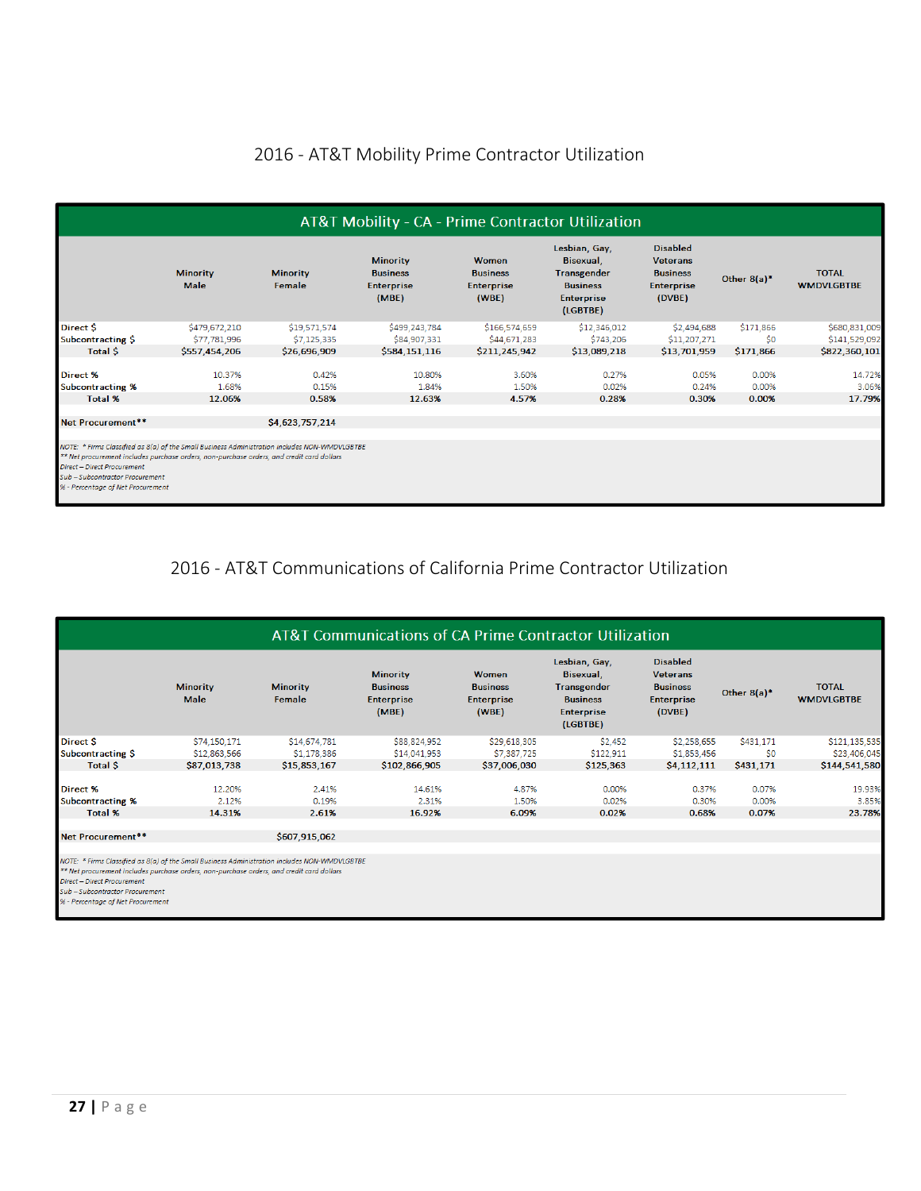## 2016 - AT&T Mobility Prime Contractor Utilization

**AT&T Mobility - CA - Prime Contractor Utilization**

| | Minority Male | Minority Female | Minority Business Enterprise (MBE) | Women Business Enterprise (WBE) | Lesbian, Gay, Bisexual, Transgender Business Enterprise (LGBTBE) | Disabled Veterans Business Enterprise (DVBE) | Other 8(a)* | TOTAL WMDVLGBTBE |
|---|---|---|---|---|---|---|---|---|
| Direct $ | $479,672,210 | $19,571,574 | $499,243,784 | $166,574,659 | $12,346,012 | $2,494,688 | $171,866 | $680,831,009 |
| Subcontracting $ | $77,781,996 | $7,125,335 | $84,907,331 | $44,671,283 | $743,206 | $11,207,271 | $0 | $141,529,092 |
| **Total $** | **$557,454,206** | **$26,696,909** | **$584,151,116** | **$211,245,942** | **$13,089,218** | **$13,701,959** | **$171,866** | **$822,360,101** |
| Direct % | 10.37% | 0.42% | 10.80% | 3.60% | 0.27% | 0.05% | 0.00% | 14.72% |
| Subcontracting % | 1.68% | 0.15% | 1.84% | 1.50% | 0.02% | 0.24% | 0.00% | 3.06% |
| **Total %** | **12.06%** | **0.58%** | **12.63%** | **4.57%** | **0.28%** | **0.30%** | **0.00%** | **17.79%** |
| **Net Procurement**** | | **$4,623,757,214** | | | | | | |

*NOTE: * Firms Classified as 8(a) of the Small Business Administration includes NON-WMDVLGBTBE*
*** Net procurement includes purchase orders, non-purchase orders, and credit card dollars*
*Direct – Direct Procurement*
*Sub – Subcontractor Procurement*
*% - Percentage of Net Procurement*

## 2016 - AT&T Communications of California Prime Contractor Utilization

**AT&T Communications of CA Prime Contractor Utilization**

| | Minority Male | Minority Female | Minority Business Enterprise (MBE) | Women Business Enterprise (WBE) | Lesbian, Gay, Bisexual, Transgender Business Enterprise (LGBTBE) | Disabled Veterans Business Enterprise (DVBE) | Other 8(a)* | TOTAL WMDVLGBTBE |
|---|---|---|---|---|---|---|---|---|
| Direct $ | $74,150,171 | $14,674,781 | $88,824,952 | $29,618,305 | $2,452 | $2,258,655 | $431,171 | $121,135,535 |
| Subcontracting $ | $12,863,566 | $1,178,386 | $14,041,953 | $7,387,725 | $122,911 | $1,853,456 | $0 | $23,406,045 |
| **Total $** | **$87,013,738** | **$15,853,167** | **$102,866,905** | **$37,006,030** | **$125,363** | **$4,112,111** | **$431,171** | **$144,541,580** |
| Direct % | 12.20% | 2.41% | 14.61% | 4.87% | 0.00% | 0.37% | 0.07% | 19.93% |
| Subcontracting % | 2.12% | 0.19% | 2.31% | 1.50% | 0.02% | 0.30% | 0.00% | 3.85% |
| **Total %** | **14.31%** | **2.61%** | **16.92%** | **6.09%** | **0.02%** | **0.68%** | **0.07%** | **23.78%** |
| **Net Procurement**** | | **$607,915,062** | | | | | | |

*NOTE: * Firms Classified as 8(a) of the Small Business Administration includes NON-WMDVLGBTBE*
*** Net procurement includes purchase orders, non-purchase orders, and credit card dollars*
*Direct – Direct Procurement*
*Sub – Subcontractor Procurement*
*% - Percentage of Net Procurement*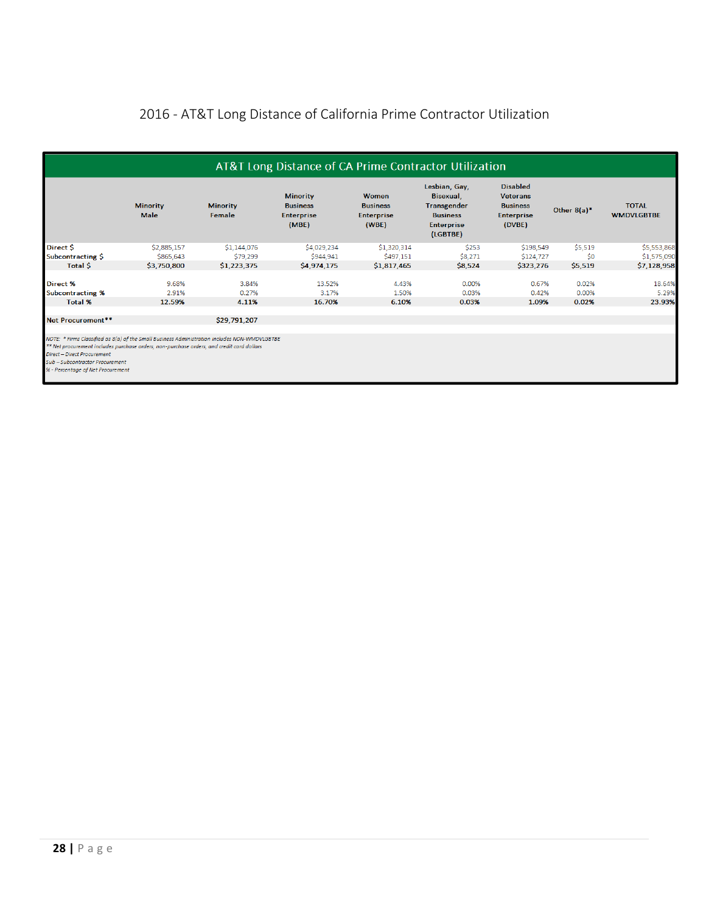# 2016 - AT&T Long Distance of California Prime Contractor Utilization

| AT&T Long Distance of CA Prime Contractor Utilization | | | | | | | | |
|---|---|---|---|---|---|---|---|---|
| | Minority Male | Minority Female | Minority Business Enterprise (MBE) | Women Business Enterprise (WBE) | Lesbian, Gay, Bisexual, Transgender Business Enterprise (LGBTBE) | Disabled Veterans Business Enterprise (DVBE) | Other 8(a)* | TOTAL WMDVLGBTBE |
| Direct $ | $2,885,157 | $1,144,076 | $4,029,234 | $1,320,314 | $253 | $198,549 | $5,519 | $5,553,868 |
| Subcontracting $ | $865,643 | $79,299 | $944,941 | $497,151 | $8,271 | $124,727 | $0 | $1,575,090 |
| **Total $** | **$3,750,800** | **$1,223,375** | **$4,974,175** | **$1,817,465** | **$8,524** | **$323,276** | **$5,519** | **$7,128,958** |
| Direct % | 9.68% | 3.84% | 13.52% | 4.43% | 0.00% | 0.67% | 0.02% | 18.64% |
| Subcontracting % | 2.91% | 0.27% | 3.17% | 1.50% | 0.03% | 0.42% | 0.00% | 5.29% |
| **Total %** | **12.59%** | **4.11%** | **16.70%** | **6.10%** | **0.03%** | **1.09%** | **0.02%** | **23.93%** |
| **Net Procurement**** | | **$29,791,207** | | | | | | |

*NOTE: * Firms Classified as 8(a) of the Small Business Administration includes NON-WMDVLGBTBE*
*** Net procurement includes purchase orders, non-purchase orders, and credit card dollars*
*Direct – Direct Procurement*
*Sub – Subcontractor Procurement*
*% - Percentage of Net Procurement*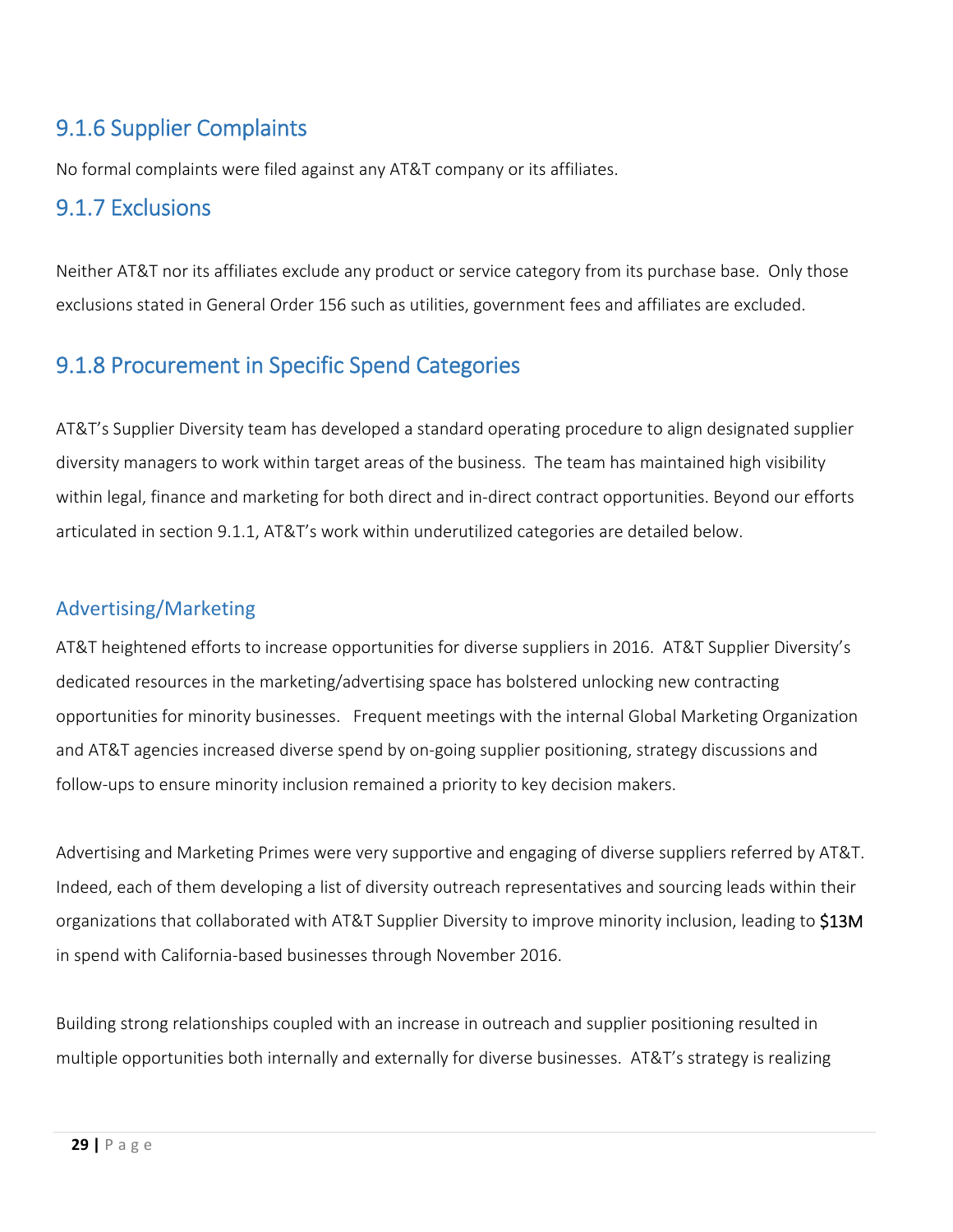## 9.1.6 Supplier Complaints

No formal complaints were filed against any AT&T company or its affiliates.

## 9.1.7 Exclusions

Neither AT&T nor its affiliates exclude any product or service category from its purchase base. Only those exclusions stated in General Order 156 such as utilities, government fees and affiliates are excluded.

## 9.1.8 Procurement in Specific Spend Categories

AT&T's Supplier Diversity team has developed a standard operating procedure to align designated supplier diversity managers to work within target areas of the business. The team has maintained high visibility within legal, finance and marketing for both direct and in-direct contract opportunities. Beyond our efforts articulated in section 9.1.1, AT&T's work within underutilized categories are detailed below.

### Advertising/Marketing

AT&T heightened efforts to increase opportunities for diverse suppliers in 2016. AT&T Supplier Diversity's dedicated resources in the marketing/advertising space has bolstered unlocking new contracting opportunities for minority businesses. Frequent meetings with the internal Global Marketing Organization and AT&T agencies increased diverse spend by on-going supplier positioning, strategy discussions and follow-ups to ensure minority inclusion remained a priority to key decision makers.

Advertising and Marketing Primes were very supportive and engaging of diverse suppliers referred by AT&T. Indeed, each of them developing a list of diversity outreach representatives and sourcing leads within their organizations that collaborated with AT&T Supplier Diversity to improve minority inclusion, leading to $13M in spend with California-based businesses through November 2016.

Building strong relationships coupled with an increase in outreach and supplier positioning resulted in multiple opportunities both internally and externally for diverse businesses. AT&T's strategy is realizing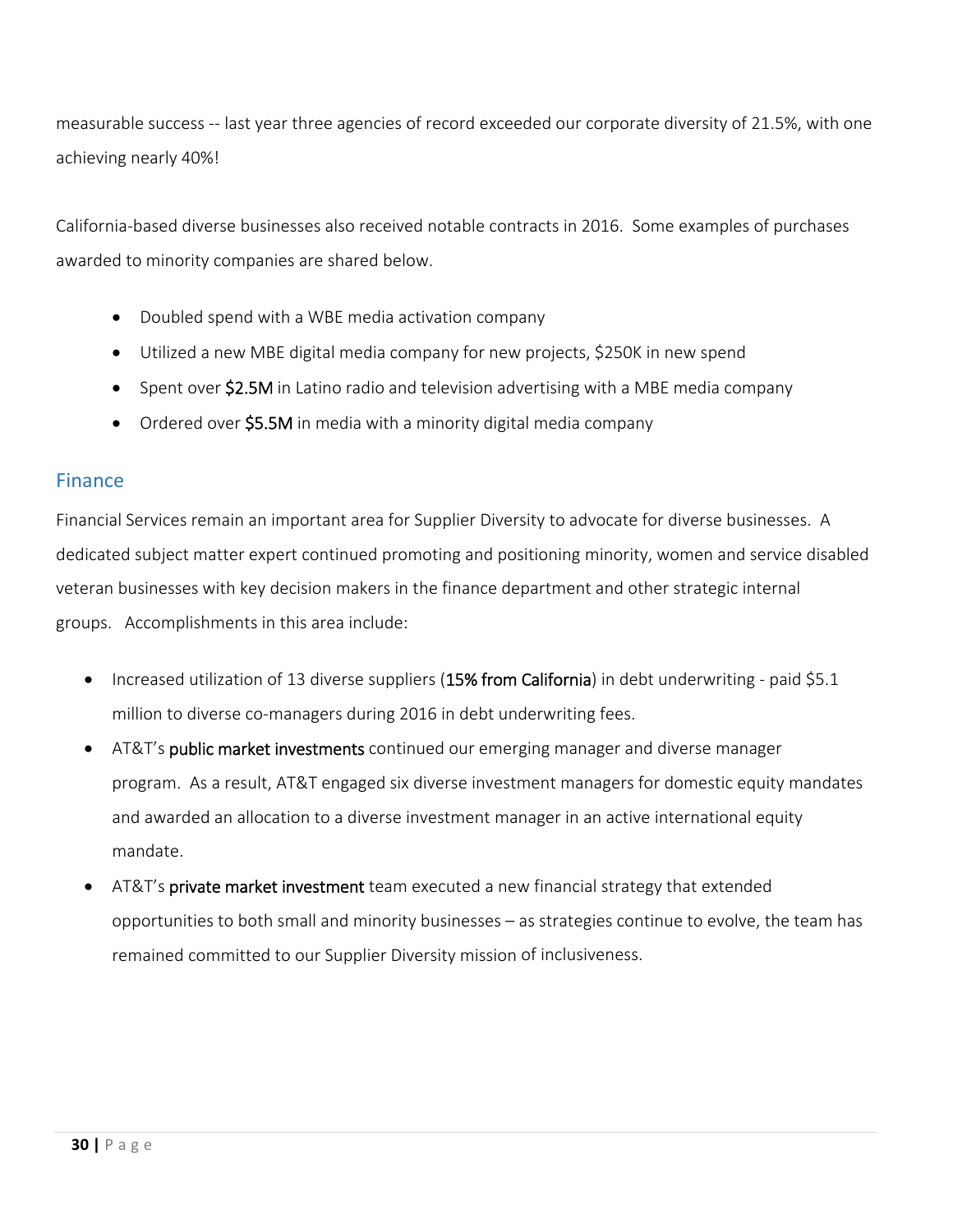measurable success -- last year three agencies of record exceeded our corporate diversity of 21.5%, with one achieving nearly 40%!

California-based diverse businesses also received notable contracts in 2016. Some examples of purchases awarded to minority companies are shared below.

- Doubled spend with a WBE media activation company
- Utilized a new MBE digital media company for new projects, $250K in new spend
- Spent over $2.5M in Latino radio and television advertising with a MBE media company
- Ordered over $5.5M in media with a minority digital media company

## Finance

Financial Services remain an important area for Supplier Diversity to advocate for diverse businesses. A dedicated subject matter expert continued promoting and positioning minority, women and service disabled veteran businesses with key decision makers in the finance department and other strategic internal groups. Accomplishments in this area include:

- Increased utilization of 13 diverse suppliers (15% from California) in debt underwriting - paid $5.1 million to diverse co-managers during 2016 in debt underwriting fees.
- AT&T's public market investments continued our emerging manager and diverse manager program. As a result, AT&T engaged six diverse investment managers for domestic equity mandates and awarded an allocation to a diverse investment manager in an active international equity mandate.
- AT&T's private market investment team executed a new financial strategy that extended opportunities to both small and minority businesses – as strategies continue to evolve, the team has remained committed to our Supplier Diversity mission of inclusiveness.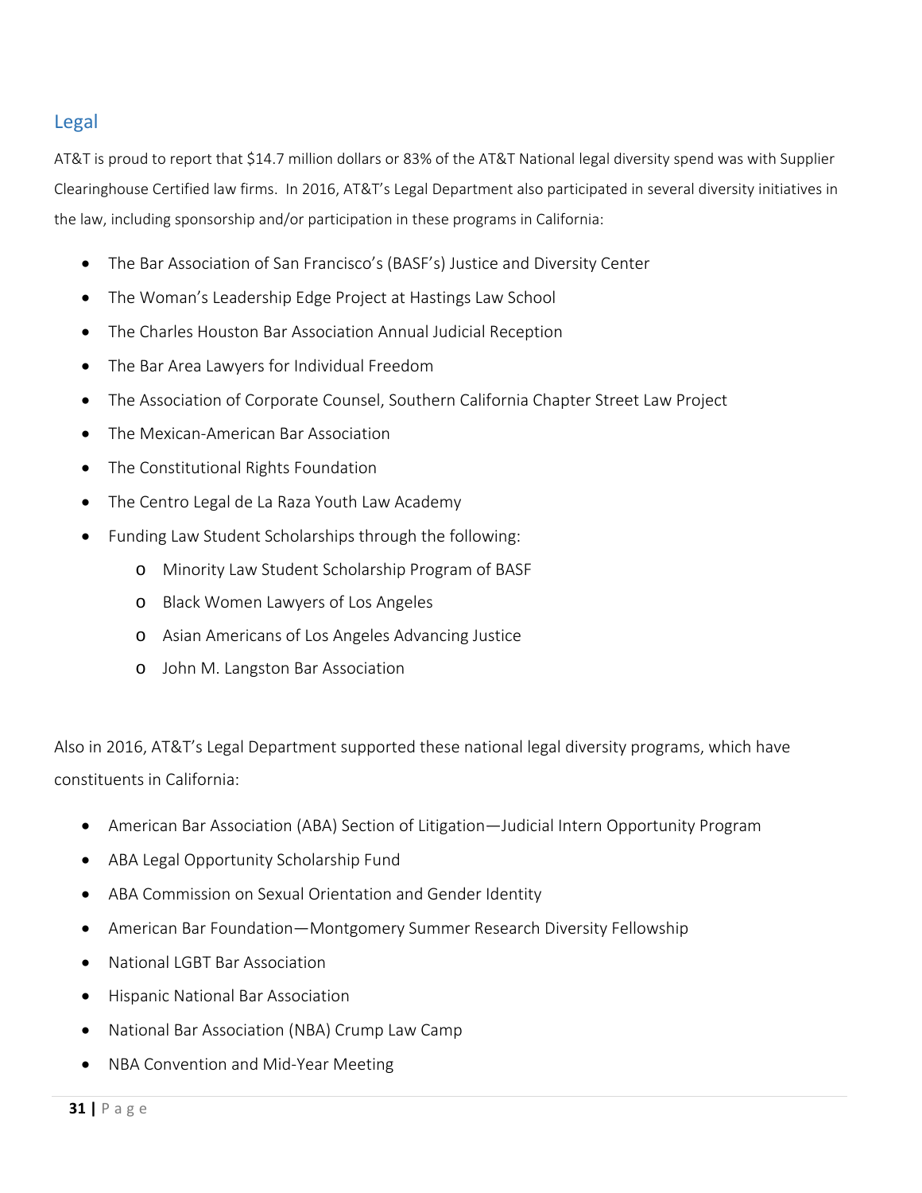## Legal

AT&T is proud to report that $14.7 million dollars or 83% of the AT&T National legal diversity spend was with Supplier Clearinghouse Certified law firms. In 2016, AT&T's Legal Department also participated in several diversity initiatives in the law, including sponsorship and/or participation in these programs in California:

- The Bar Association of San Francisco's (BASF's) Justice and Diversity Center
- The Woman's Leadership Edge Project at Hastings Law School
- The Charles Houston Bar Association Annual Judicial Reception
- The Bar Area Lawyers for Individual Freedom
- The Association of Corporate Counsel, Southern California Chapter Street Law Project
- The Mexican-American Bar Association
- The Constitutional Rights Foundation
- The Centro Legal de La Raza Youth Law Academy
- Funding Law Student Scholarships through the following:
  - Minority Law Student Scholarship Program of BASF
  - Black Women Lawyers of Los Angeles
  - Asian Americans of Los Angeles Advancing Justice
  - John M. Langston Bar Association

Also in 2016, AT&T's Legal Department supported these national legal diversity programs, which have constituents in California:

- American Bar Association (ABA) Section of Litigation—Judicial Intern Opportunity Program
- ABA Legal Opportunity Scholarship Fund
- ABA Commission on Sexual Orientation and Gender Identity
- American Bar Foundation—Montgomery Summer Research Diversity Fellowship
- National LGBT Bar Association
- Hispanic National Bar Association
- National Bar Association (NBA) Crump Law Camp
- NBA Convention and Mid-Year Meeting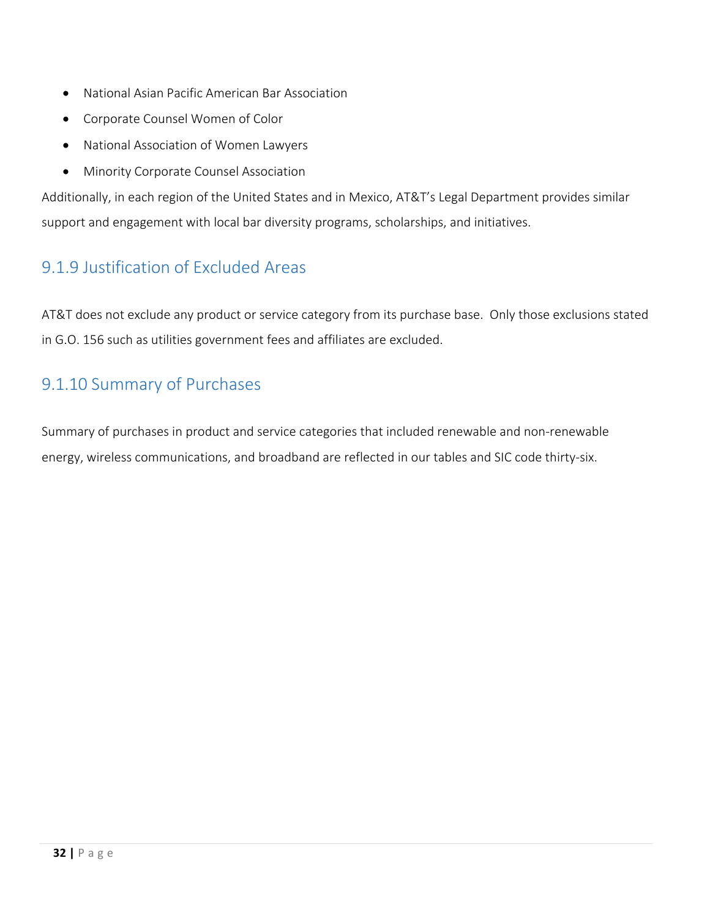- National Asian Pacific American Bar Association
- Corporate Counsel Women of Color
- National Association of Women Lawyers
- Minority Corporate Counsel Association

Additionally, in each region of the United States and in Mexico, AT&T's Legal Department provides similar support and engagement with local bar diversity programs, scholarships, and initiatives.

### 9.1.9 Justification of Excluded Areas

AT&T does not exclude any product or service category from its purchase base. Only those exclusions stated in G.O. 156 such as utilities government fees and affiliates are excluded.

### 9.1.10 Summary of Purchases

Summary of purchases in product and service categories that included renewable and non-renewable energy, wireless communications, and broadband are reflected in our tables and SIC code thirty-six.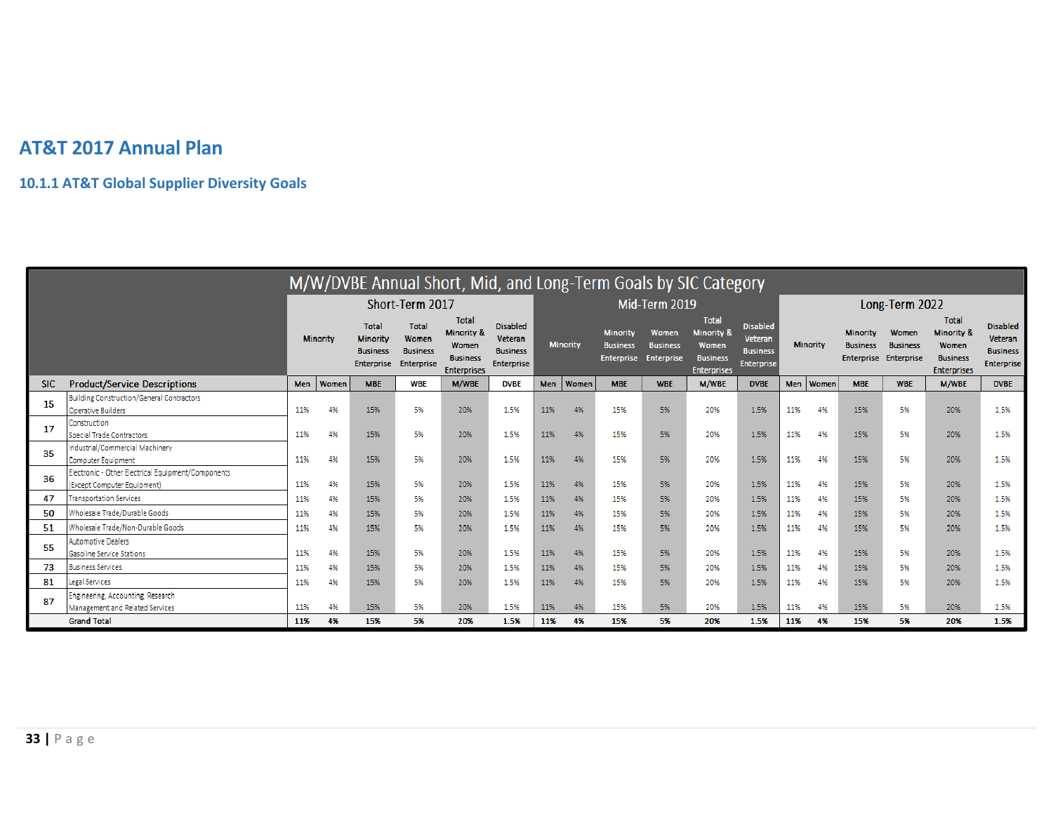# AT&T 2017 Annual Plan

## 10.1.1 AT&T Global Supplier Diversity Goals

| M/W/DVBE Annual Short, Mid, and Long-Term Goals by SIC Category | | Short-Term 2017 | | | | | | Mid-Term 2019 | | | | | | Long-Term 2022 | | | | | |
|---|---|---|---|---|---|---|---|---|---|---|---|---|---|---|---|---|---|---|---|
| | | Minority | | Total Minority Business Enterprise | Total Women Business Enterprise | Total Minority & Women Business Enterprises | Disabled Veteran Business Enterprise | Minority | | Minority Business Enterprise | Women Business Enterprise | Total Minority & Women Business Enterprises | Disabled Veteran Business Enterprise | Minority | | Minority Business Enterprise | Women Business Enterprise | Total Minority & Women Business Enterprises | Disabled Veteran Business Enterprise |
| SIC | Product/Service Descriptions | Men | Women | MBE | WBE | M/WBE | DVBE | Men | Women | MBE | WBE | M/WBE | DVBE | Men | Women | MBE | WBE | M/WBE | DVBE |
| 15 | Building Construction/General Contractors Operative Builders | 11% | 4% | 15% | 5% | 20% | 1.5% | 11% | 4% | 15% | 5% | 20% | 1.5% | 11% | 4% | 15% | 5% | 20% | 1.5% |
| 17 | Construction Special Trade Contractors | 11% | 4% | 15% | 5% | 20% | 1.5% | 11% | 4% | 15% | 5% | 20% | 1.5% | 11% | 4% | 15% | 5% | 20% | 1.5% |
| 35 | Industrial/Commercial Machinery Computer Equipment | 11% | 4% | 15% | 5% | 20% | 1.5% | 11% | 4% | 15% | 5% | 20% | 1.5% | 11% | 4% | 15% | 5% | 20% | 1.5% |
| 36 | Electronic - Other Electrical Equipment/Components (Except Computer Equipment) | 11% | 4% | 15% | 5% | 20% | 1.5% | 11% | 4% | 15% | 5% | 20% | 1.5% | 11% | 4% | 15% | 5% | 20% | 1.5% |
| 47 | Transportation Services | 11% | 4% | 15% | 5% | 20% | 1.5% | 11% | 4% | 15% | 5% | 20% | 1.5% | 11% | 4% | 15% | 5% | 20% | 1.5% |
| 50 | Wholesale Trade/Durable Goods | 11% | 4% | 15% | 5% | 20% | 1.5% | 11% | 4% | 15% | 5% | 20% | 1.5% | 11% | 4% | 15% | 5% | 20% | 1.5% |
| 51 | Wholesale Trade/Non-Durable Goods | 11% | 4% | 15% | 5% | 20% | 1.5% | 11% | 4% | 15% | 5% | 20% | 1.5% | 11% | 4% | 15% | 5% | 20% | 1.5% |
| 55 | Automotive Dealers Gasoline Service Stations | 11% | 4% | 15% | 5% | 20% | 1.5% | 11% | 4% | 15% | 5% | 20% | 1.5% | 11% | 4% | 15% | 5% | 20% | 1.5% |
| 73 | Business Services | 11% | 4% | 15% | 5% | 20% | 1.5% | 11% | 4% | 15% | 5% | 20% | 1.5% | 11% | 4% | 15% | 5% | 20% | 1.5% |
| 81 | Legal Services | 11% | 4% | 15% | 5% | 20% | 1.5% | 11% | 4% | 15% | 5% | 20% | 1.5% | 11% | 4% | 15% | 5% | 20% | 1.5% |
| 87 | Engineering, Accounting, Research Management and Related Services | 11% | 4% | 15% | 5% | 20% | 1.5% | 11% | 4% | 15% | 5% | 20% | 1.5% | 11% | 4% | 15% | 5% | 20% | 1.5% |
| | **Grand Total** | **11%** | **4%** | **15%** | **5%** | **20%** | **1.5%** | **11%** | **4%** | **15%** | **5%** | **20%** | **1.5%** | **11%** | **4%** | **15%** | **5%** | **20%** | **1.5%** |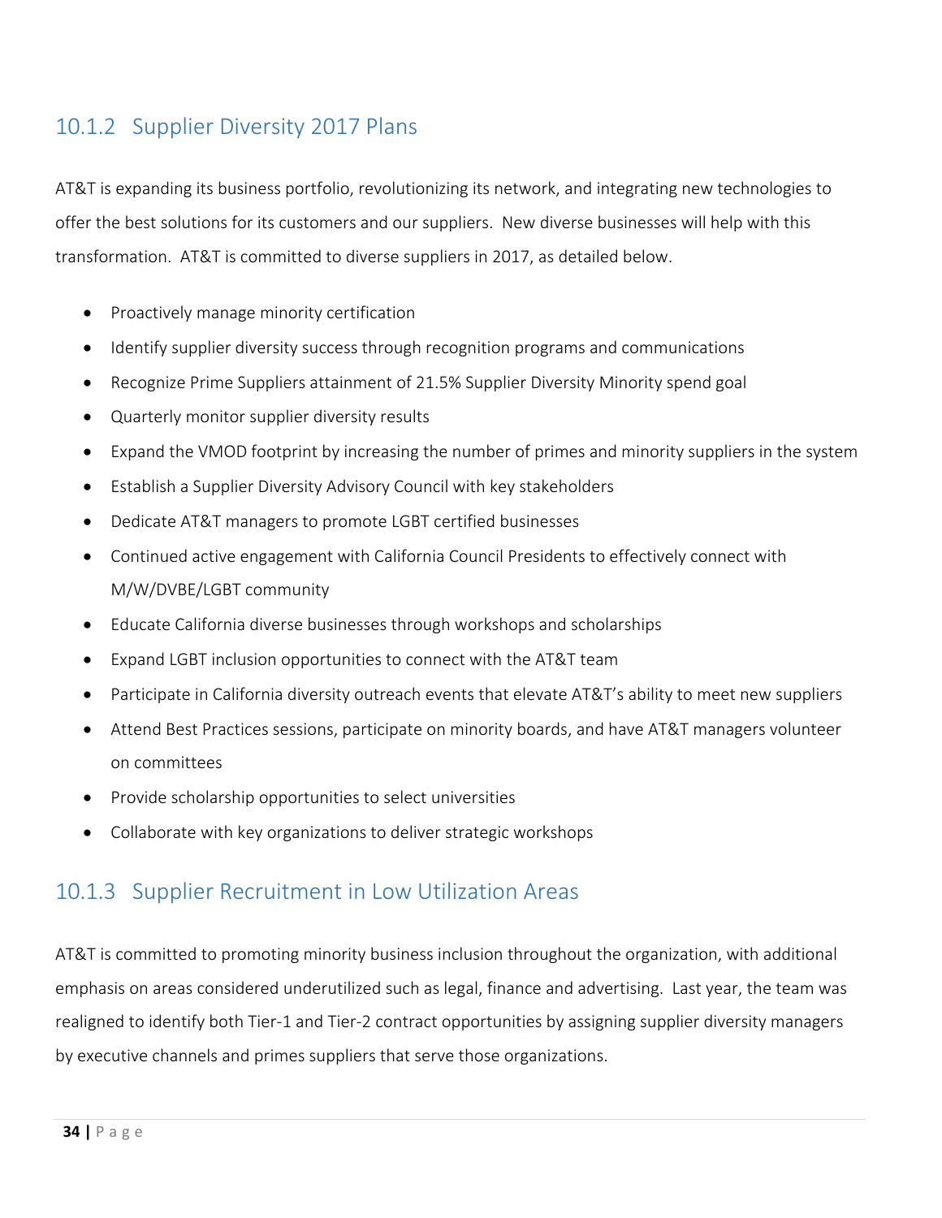### 10.1.2 Supplier Diversity 2017 Plans

AT&T is expanding its business portfolio, revolutionizing its network, and integrating new technologies to offer the best solutions for its customers and our suppliers. New diverse businesses will help with this transformation. AT&T is committed to diverse suppliers in 2017, as detailed below.

- Proactively manage minority certification
- Identify supplier diversity success through recognition programs and communications
- Recognize Prime Suppliers attainment of 21.5% Supplier Diversity Minority spend goal
- Quarterly monitor supplier diversity results
- Expand the VMOD footprint by increasing the number of primes and minority suppliers in the system
- Establish a Supplier Diversity Advisory Council with key stakeholders
- Dedicate AT&T managers to promote LGBT certified businesses
- Continued active engagement with California Council Presidents to effectively connect with M/W/DVBE/LGBT community
- Educate California diverse businesses through workshops and scholarships
- Expand LGBT inclusion opportunities to connect with the AT&T team
- Participate in California diversity outreach events that elevate AT&T's ability to meet new suppliers
- Attend Best Practices sessions, participate on minority boards, and have AT&T managers volunteer on committees
- Provide scholarship opportunities to select universities
- Collaborate with key organizations to deliver strategic workshops

### 10.1.3 Supplier Recruitment in Low Utilization Areas

AT&T is committed to promoting minority business inclusion throughout the organization, with additional emphasis on areas considered underutilized such as legal, finance and advertising. Last year, the team was realigned to identify both Tier-1 and Tier-2 contract opportunities by assigning supplier diversity managers by executive channels and primes suppliers that serve those organizations.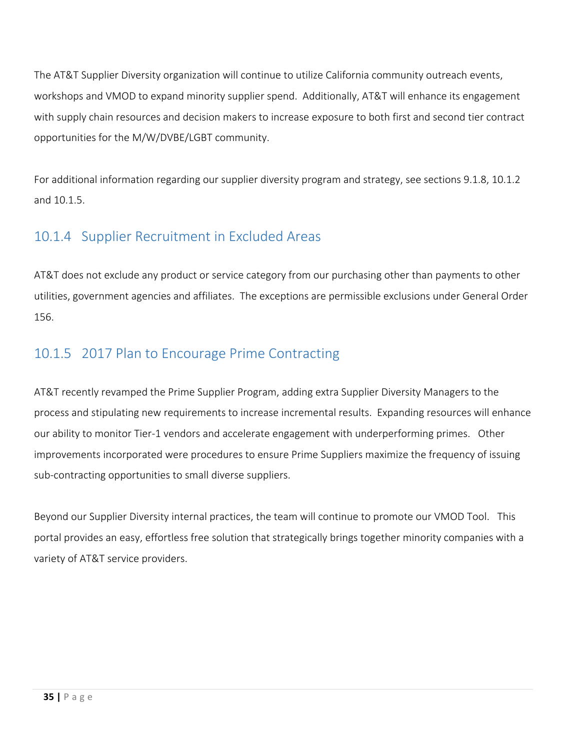The AT&T Supplier Diversity organization will continue to utilize California community outreach events, workshops and VMOD to expand minority supplier spend. Additionally, AT&T will enhance its engagement with supply chain resources and decision makers to increase exposure to both first and second tier contract opportunities for the M/W/DVBE/LGBT community.

For additional information regarding our supplier diversity program and strategy, see sections 9.1.8, 10.1.2 and 10.1.5.

### 10.1.4 Supplier Recruitment in Excluded Areas

AT&T does not exclude any product or service category from our purchasing other than payments to other utilities, government agencies and affiliates. The exceptions are permissible exclusions under General Order 156.

### 10.1.5 2017 Plan to Encourage Prime Contracting

AT&T recently revamped the Prime Supplier Program, adding extra Supplier Diversity Managers to the process and stipulating new requirements to increase incremental results. Expanding resources will enhance our ability to monitor Tier-1 vendors and accelerate engagement with underperforming primes. Other improvements incorporated were procedures to ensure Prime Suppliers maximize the frequency of issuing sub-contracting opportunities to small diverse suppliers.

Beyond our Supplier Diversity internal practices, the team will continue to promote our VMOD Tool. This portal provides an easy, effortless free solution that strategically brings together minority companies with a variety of AT&T service providers.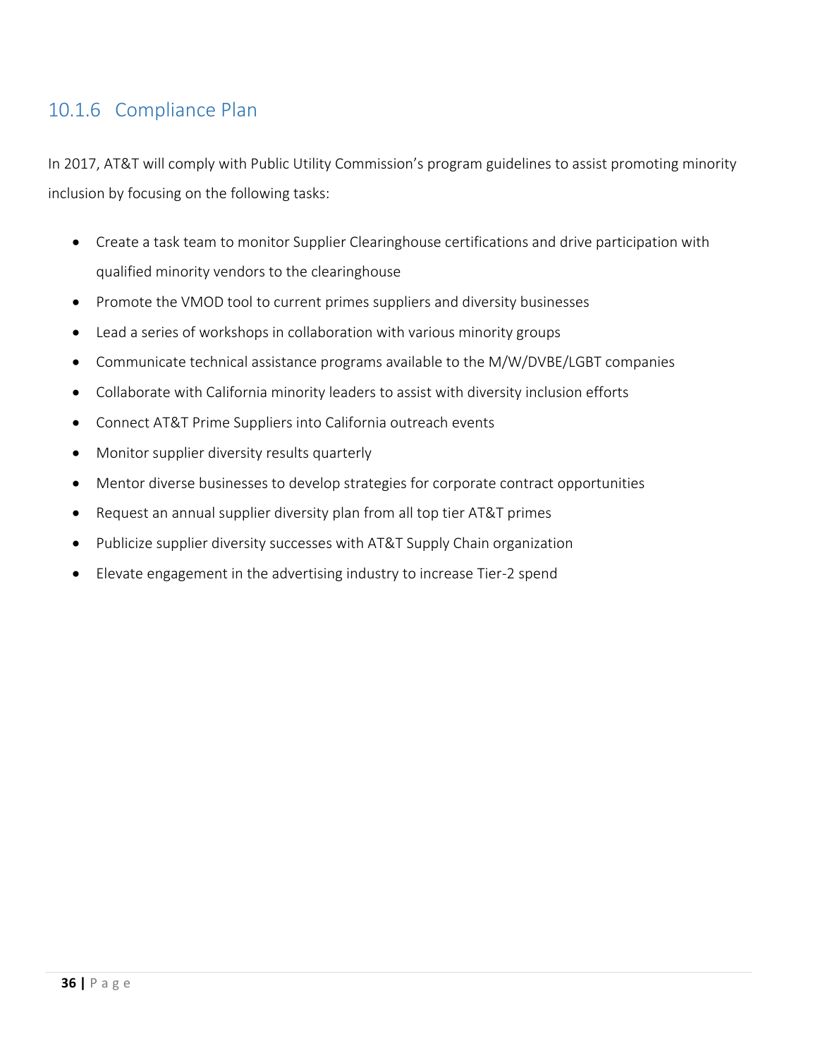### 10.1.6 Compliance Plan

In 2017, AT&T will comply with Public Utility Commission's program guidelines to assist promoting minority inclusion by focusing on the following tasks:

- Create a task team to monitor Supplier Clearinghouse certifications and drive participation with qualified minority vendors to the clearinghouse
- Promote the VMOD tool to current primes suppliers and diversity businesses
- Lead a series of workshops in collaboration with various minority groups
- Communicate technical assistance programs available to the M/W/DVBE/LGBT companies
- Collaborate with California minority leaders to assist with diversity inclusion efforts
- Connect AT&T Prime Suppliers into California outreach events
- Monitor supplier diversity results quarterly
- Mentor diverse businesses to develop strategies for corporate contract opportunities
- Request an annual supplier diversity plan from all top tier AT&T primes
- Publicize supplier diversity successes with AT&T Supply Chain organization
- Elevate engagement in the advertising industry to increase Tier-2 spend